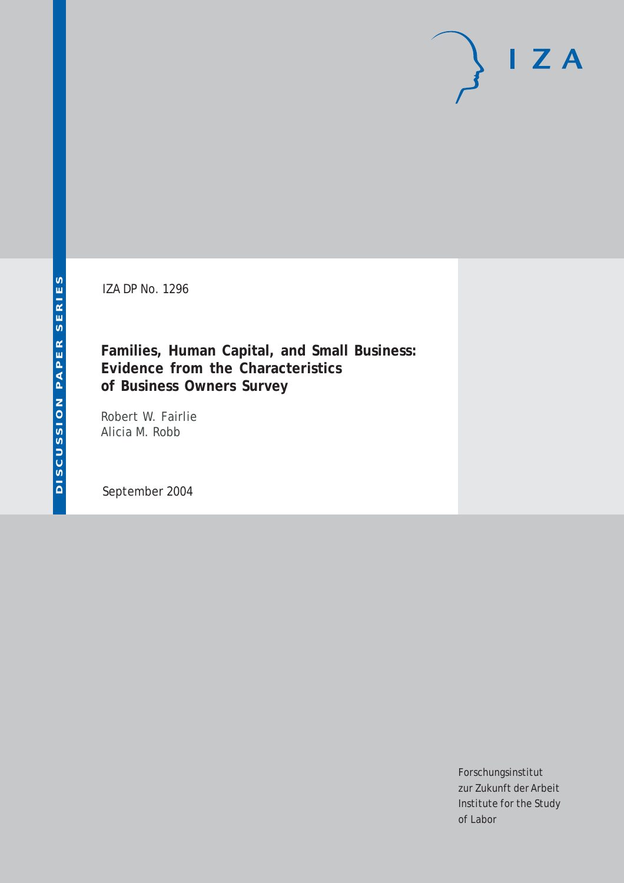DISCUSSION PAPER SERIES

IZA

IZA DP No. 1296

# Families, Human Capital, and Small Business: Evidence from the Characteristics of Business Owners Survey

Robert W. Fairlie
Alicia M. Robb

September 2004

Forschungsinstitut
zur Zukunft der Arbeit
Institute for the Study
of Labor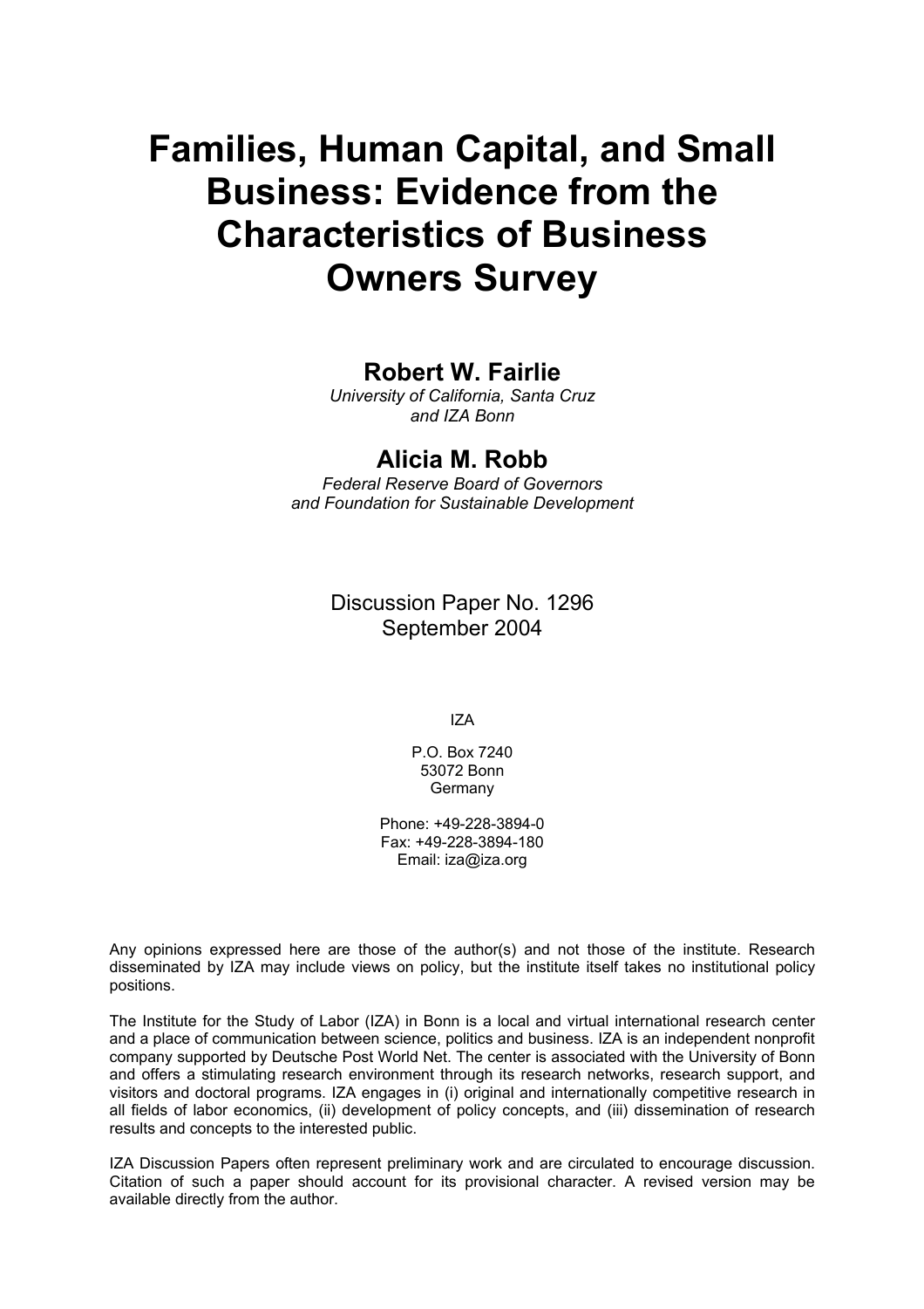# Families, Human Capital, and Small Business: Evidence from the Characteristics of Business Owners Survey

**Robert W. Fairlie**

*University of California, Santa Cruz and IZA Bonn*

**Alicia M. Robb**

*Federal Reserve Board of Governors and Foundation for Sustainable Development*

Discussion Paper No. 1296
September 2004

IZA

P.O. Box 7240
53072 Bonn
Germany

Phone: +49-228-3894-0
Fax: +49-228-3894-180
Email: iza@iza.org

Any opinions expressed here are those of the author(s) and not those of the institute. Research disseminated by IZA may include views on policy, but the institute itself takes no institutional policy positions.

The Institute for the Study of Labor (IZA) in Bonn is a local and virtual international research center and a place of communication between science, politics and business. IZA is an independent nonprofit company supported by Deutsche Post World Net. The center is associated with the University of Bonn and offers a stimulating research environment through its research networks, research support, and visitors and doctoral programs. IZA engages in (i) original and internationally competitive research in all fields of labor economics, (ii) development of policy concepts, and (iii) dissemination of research results and concepts to the interested public.

IZA Discussion Papers often represent preliminary work and are circulated to encourage discussion. Citation of such a paper should account for its provisional character. A revised version may be available directly from the author.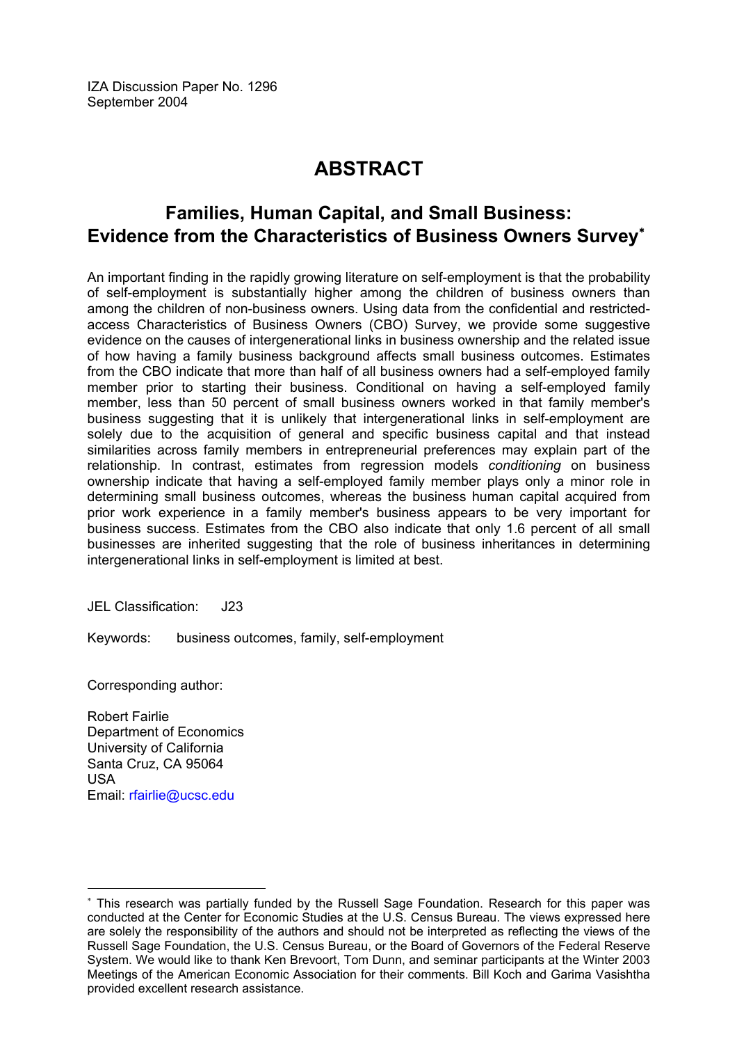IZA Discussion Paper No. 1296
September 2004

# ABSTRACT

## Families, Human Capital, and Small Business: Evidence from the Characteristics of Business Owners Survey*

An important finding in the rapidly growing literature on self-employment is that the probability of self-employment is substantially higher among the children of business owners than among the children of non-business owners. Using data from the confidential and restricted-access Characteristics of Business Owners (CBO) Survey, we provide some suggestive evidence on the causes of intergenerational links in business ownership and the related issue of how having a family business background affects small business outcomes. Estimates from the CBO indicate that more than half of all business owners had a self-employed family member prior to starting their business. Conditional on having a self-employed family member, less than 50 percent of small business owners worked in that family member's business suggesting that it is unlikely that intergenerational links in self-employment are solely due to the acquisition of general and specific business capital and that instead similarities across family members in entrepreneurial preferences may explain part of the relationship. In contrast, estimates from regression models *conditioning* on business ownership indicate that having a self-employed family member plays only a minor role in determining small business outcomes, whereas the business human capital acquired from prior work experience in a family member's business appears to be very important for business success. Estimates from the CBO also indicate that only 1.6 percent of all small businesses are inherited suggesting that the role of business inheritances in determining intergenerational links in self-employment is limited at best.

JEL Classification: J23

Keywords: business outcomes, family, self-employment

Corresponding author:

Robert Fairlie
Department of Economics
University of California
Santa Cruz, CA 95064
USA
Email: rfairlie@ucsc.edu

* This research was partially funded by the Russell Sage Foundation. Research for this paper was conducted at the Center for Economic Studies at the U.S. Census Bureau. The views expressed here are solely the responsibility of the authors and should not be interpreted as reflecting the views of the Russell Sage Foundation, the U.S. Census Bureau, or the Board of Governors of the Federal Reserve System. We would like to thank Ken Brevoort, Tom Dunn, and seminar participants at the Winter 2003 Meetings of the American Economic Association for their comments. Bill Koch and Garima Vasishtha provided excellent research assistance.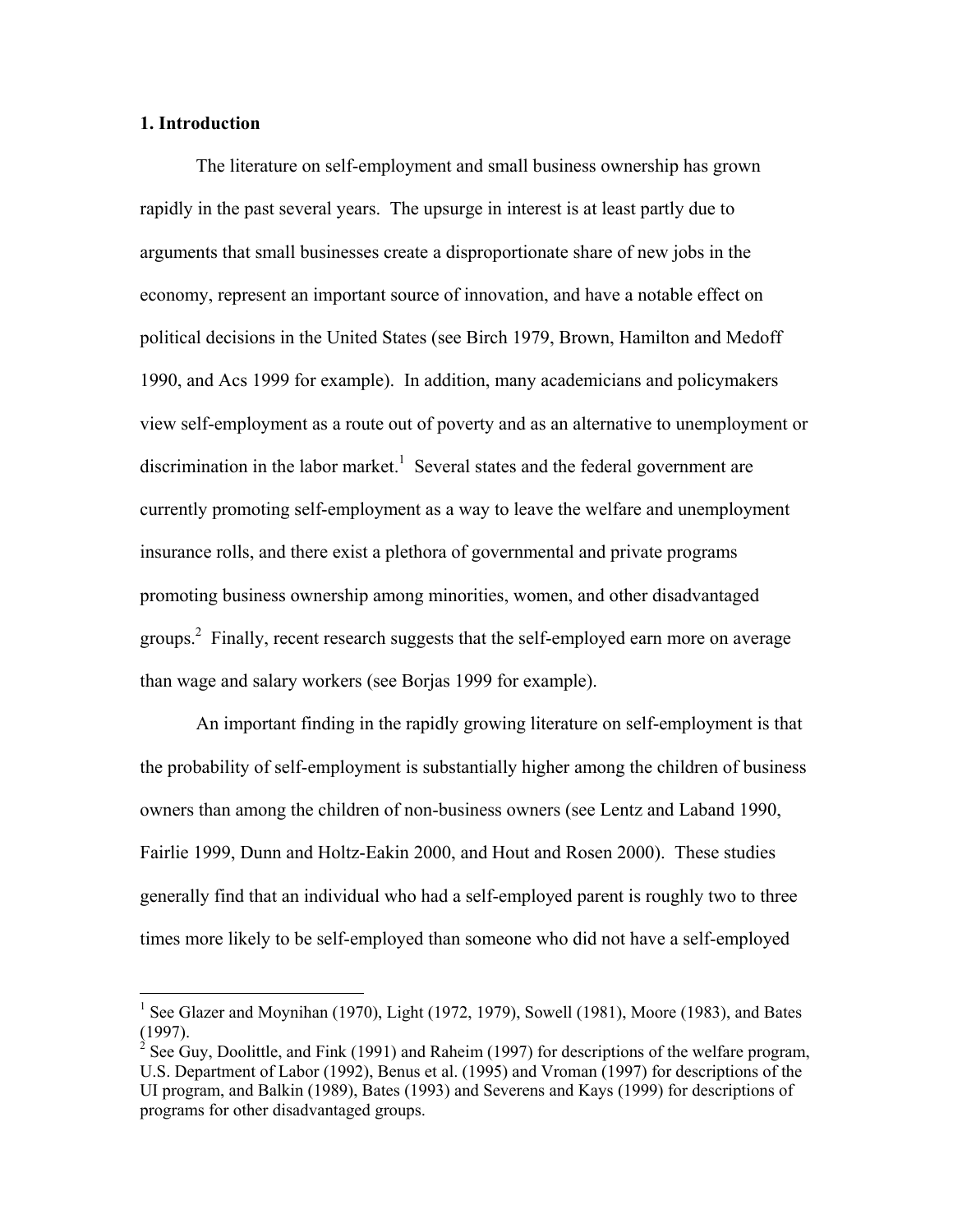## 1. Introduction

The literature on self-employment and small business ownership has grown rapidly in the past several years. The upsurge in interest is at least partly due to arguments that small businesses create a disproportionate share of new jobs in the economy, represent an important source of innovation, and have a notable effect on political decisions in the United States (see Birch 1979, Brown, Hamilton and Medoff 1990, and Acs 1999 for example). In addition, many academicians and policymakers view self-employment as a route out of poverty and as an alternative to unemployment or discrimination in the labor market.[1] Several states and the federal government are currently promoting self-employment as a way to leave the welfare and unemployment insurance rolls, and there exist a plethora of governmental and private programs promoting business ownership among minorities, women, and other disadvantaged groups.[2] Finally, recent research suggests that the self-employed earn more on average than wage and salary workers (see Borjas 1999 for example).

An important finding in the rapidly growing literature on self-employment is that the probability of self-employment is substantially higher among the children of business owners than among the children of non-business owners (see Lentz and Laband 1990, Fairlie 1999, Dunn and Holtz-Eakin 2000, and Hout and Rosen 2000). These studies generally find that an individual who had a self-employed parent is roughly two to three times more likely to be self-employed than someone who did not have a self-employed

---

[1] See Glazer and Moynihan (1970), Light (1972, 1979), Sowell (1981), Moore (1983), and Bates (1997).

[2] See Guy, Doolittle, and Fink (1991) and Raheim (1997) for descriptions of the welfare program, U.S. Department of Labor (1992), Benus et al. (1995) and Vroman (1997) for descriptions of the UI program, and Balkin (1989), Bates (1993) and Severens and Kays (1999) for descriptions of programs for other disadvantaged groups.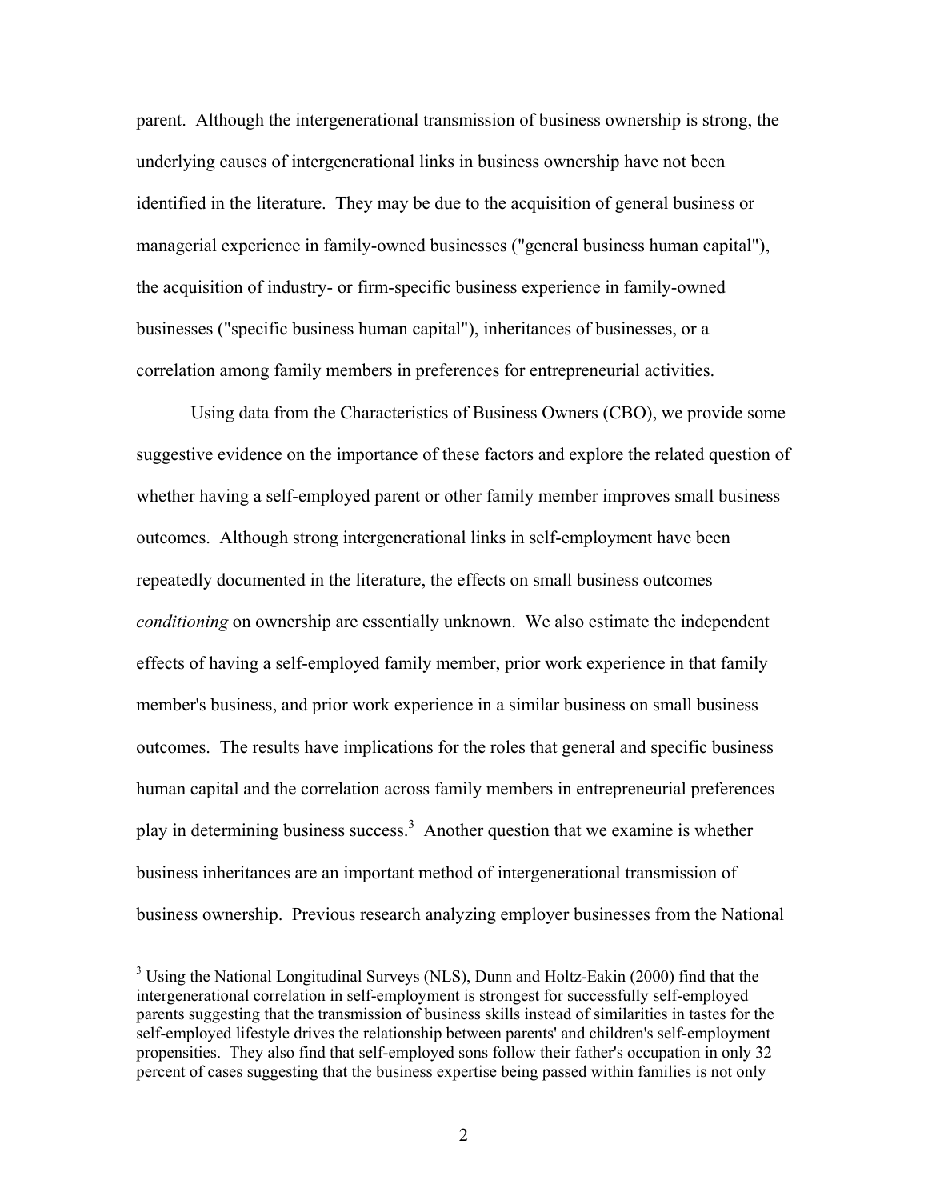parent. Although the intergenerational transmission of business ownership is strong, the underlying causes of intergenerational links in business ownership have not been identified in the literature. They may be due to the acquisition of general business or managerial experience in family-owned businesses ("general business human capital"), the acquisition of industry- or firm-specific business experience in family-owned businesses ("specific business human capital"), inheritances of businesses, or a correlation among family members in preferences for entrepreneurial activities.

Using data from the Characteristics of Business Owners (CBO), we provide some suggestive evidence on the importance of these factors and explore the related question of whether having a self-employed parent or other family member improves small business outcomes. Although strong intergenerational links in self-employment have been repeatedly documented in the literature, the effects on small business outcomes *conditioning* on ownership are essentially unknown. We also estimate the independent effects of having a self-employed family member, prior work experience in that family member's business, and prior work experience in a similar business on small business outcomes. The results have implications for the roles that general and specific business human capital and the correlation across family members in entrepreneurial preferences play in determining business success.[3] Another question that we examine is whether business inheritances are an important method of intergenerational transmission of business ownership. Previous research analyzing employer businesses from the National

[3] Using the National Longitudinal Surveys (NLS), Dunn and Holtz-Eakin (2000) find that the intergenerational correlation in self-employment is strongest for successfully self-employed parents suggesting that the transmission of business skills instead of similarities in tastes for the self-employed lifestyle drives the relationship between parents' and children's self-employment propensities. They also find that self-employed sons follow their father's occupation in only 32 percent of cases suggesting that the business expertise being passed within families is not only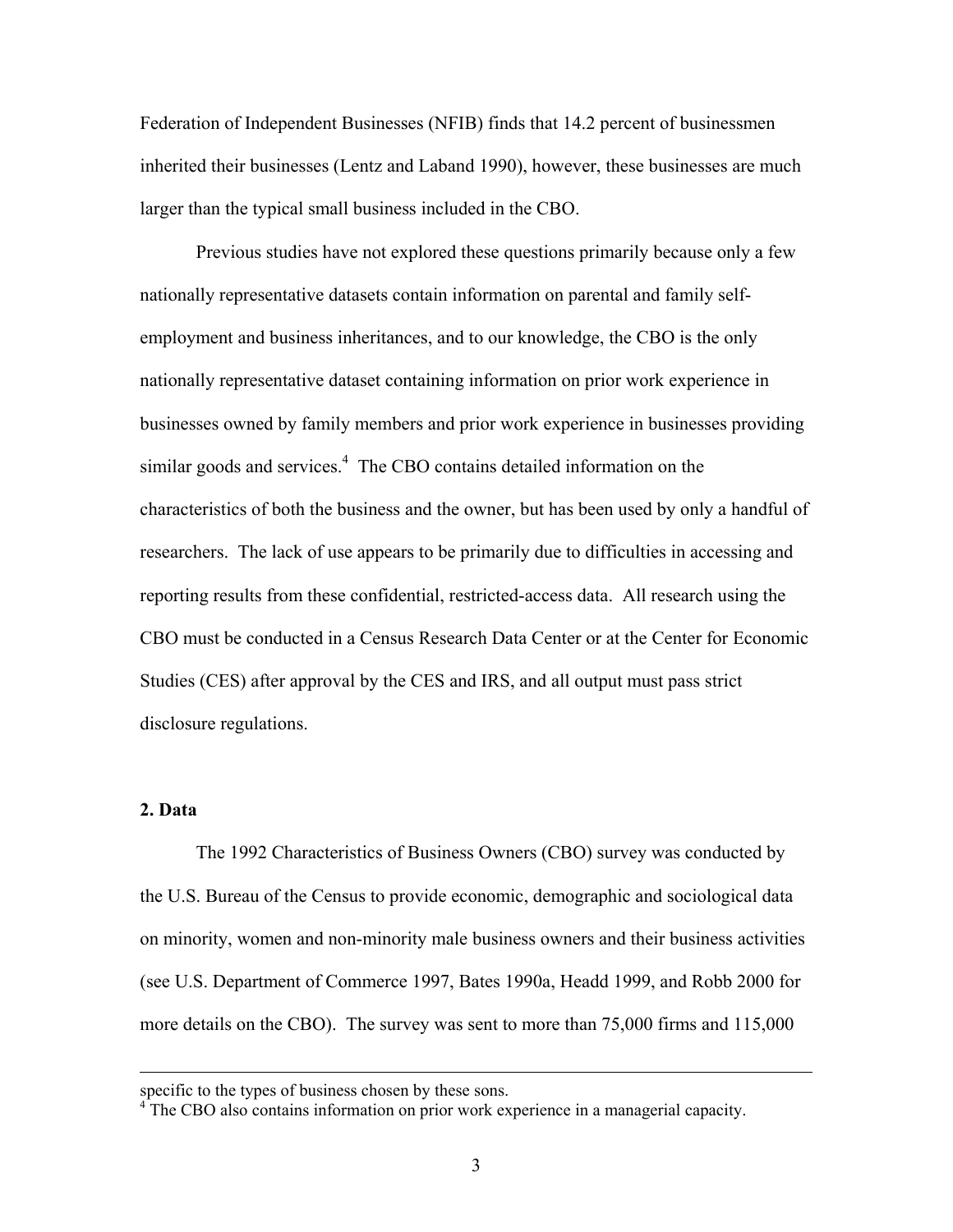Federation of Independent Businesses (NFIB) finds that 14.2 percent of businessmen inherited their businesses (Lentz and Laband 1990), however, these businesses are much larger than the typical small business included in the CBO.

Previous studies have not explored these questions primarily because only a few nationally representative datasets contain information on parental and family self-employment and business inheritances, and to our knowledge, the CBO is the only nationally representative dataset containing information on prior work experience in businesses owned by family members and prior work experience in businesses providing similar goods and services.[4] The CBO contains detailed information on the characteristics of both the business and the owner, but has been used by only a handful of researchers. The lack of use appears to be primarily due to difficulties in accessing and reporting results from these confidential, restricted-access data. All research using the CBO must be conducted in a Census Research Data Center or at the Center for Economic Studies (CES) after approval by the CES and IRS, and all output must pass strict disclosure regulations.

## 2. Data

The 1992 Characteristics of Business Owners (CBO) survey was conducted by the U.S. Bureau of the Census to provide economic, demographic and sociological data on minority, women and non-minority male business owners and their business activities (see U.S. Department of Commerce 1997, Bates 1990a, Headd 1999, and Robb 2000 for more details on the CBO). The survey was sent to more than 75,000 firms and 115,000

---

specific to the types of business chosen by these sons.

[4] The CBO also contains information on prior work experience in a managerial capacity.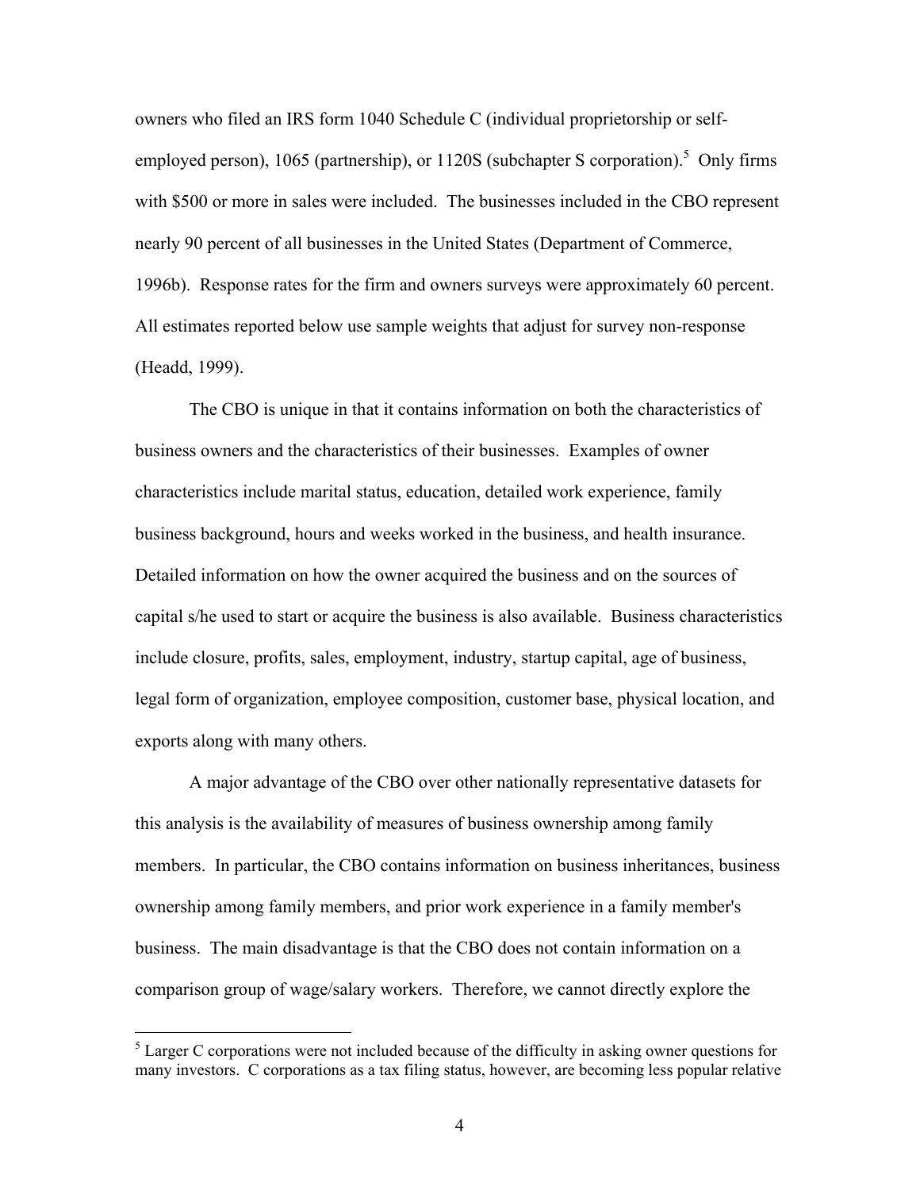owners who filed an IRS form 1040 Schedule C (individual proprietorship or self-employed person), 1065 (partnership), or 1120S (subchapter S corporation).[5] Only firms with $500 or more in sales were included. The businesses included in the CBO represent nearly 90 percent of all businesses in the United States (Department of Commerce, 1996b). Response rates for the firm and owners surveys were approximately 60 percent. All estimates reported below use sample weights that adjust for survey non-response (Headd, 1999).

The CBO is unique in that it contains information on both the characteristics of business owners and the characteristics of their businesses. Examples of owner characteristics include marital status, education, detailed work experience, family business background, hours and weeks worked in the business, and health insurance. Detailed information on how the owner acquired the business and on the sources of capital s/he used to start or acquire the business is also available. Business characteristics include closure, profits, sales, employment, industry, startup capital, age of business, legal form of organization, employee composition, customer base, physical location, and exports along with many others.

A major advantage of the CBO over other nationally representative datasets for this analysis is the availability of measures of business ownership among family members. In particular, the CBO contains information on business inheritances, business ownership among family members, and prior work experience in a family member's business. The main disadvantage is that the CBO does not contain information on a comparison group of wage/salary workers. Therefore, we cannot directly explore the

[5] Larger C corporations were not included because of the difficulty in asking owner questions for many investors. C corporations as a tax filing status, however, are becoming less popular relative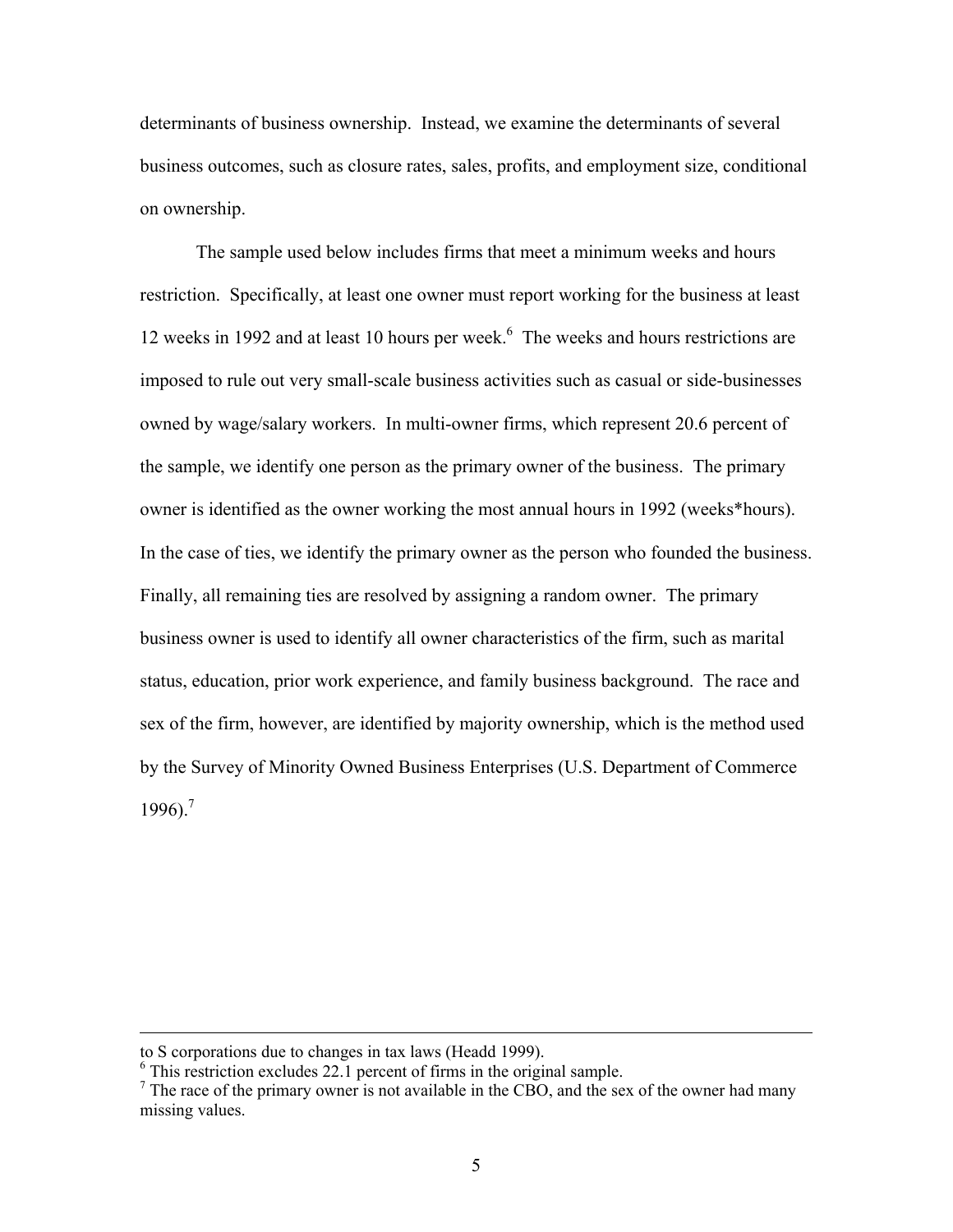determinants of business ownership. Instead, we examine the determinants of several business outcomes, such as closure rates, sales, profits, and employment size, conditional on ownership.

The sample used below includes firms that meet a minimum weeks and hours restriction. Specifically, at least one owner must report working for the business at least 12 weeks in 1992 and at least 10 hours per week.[6] The weeks and hours restrictions are imposed to rule out very small-scale business activities such as casual or side-businesses owned by wage/salary workers. In multi-owner firms, which represent 20.6 percent of the sample, we identify one person as the primary owner of the business. The primary owner is identified as the owner working the most annual hours in 1992 (weeks*hours). In the case of ties, we identify the primary owner as the person who founded the business. Finally, all remaining ties are resolved by assigning a random owner. The primary business owner is used to identify all owner characteristics of the firm, such as marital status, education, prior work experience, and family business background. The race and sex of the firm, however, are identified by majority ownership, which is the method used by the Survey of Minority Owned Business Enterprises (U.S. Department of Commerce 1996).[7]

---

to S corporations due to changes in tax laws (Headd 1999).

[6] This restriction excludes 22.1 percent of firms in the original sample.

[7] The race of the primary owner is not available in the CBO, and the sex of the owner had many missing values.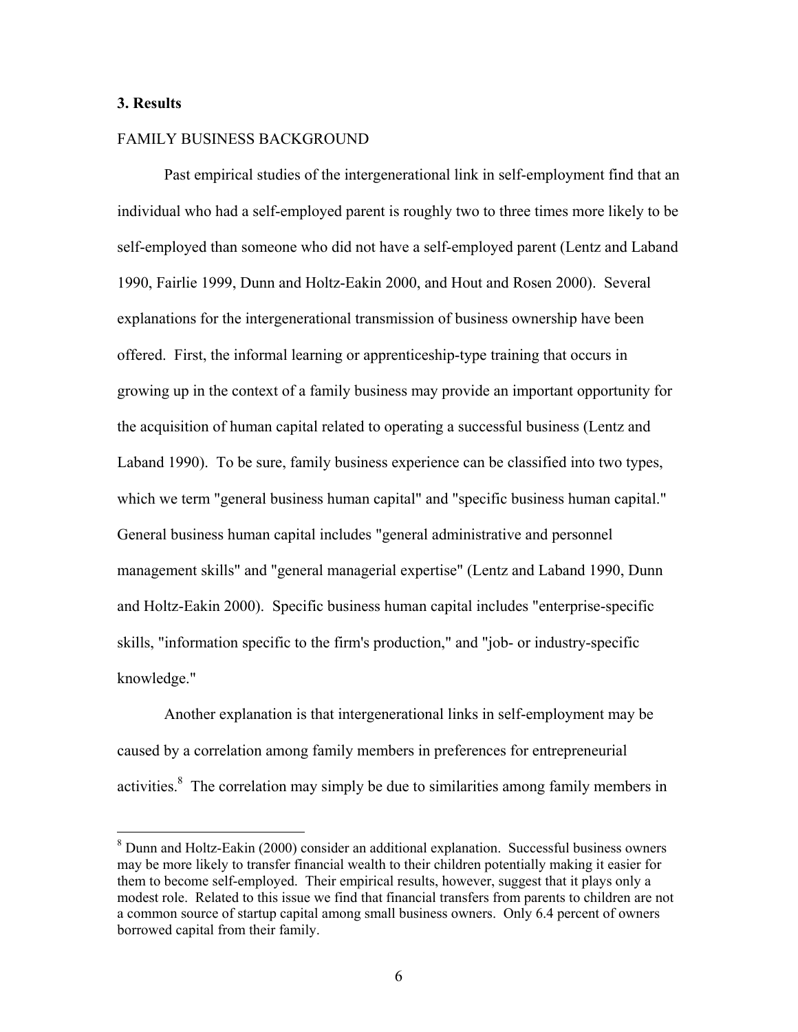## 3. Results

FAMILY BUSINESS BACKGROUND

Past empirical studies of the intergenerational link in self-employment find that an individual who had a self-employed parent is roughly two to three times more likely to be self-employed than someone who did not have a self-employed parent (Lentz and Laband 1990, Fairlie 1999, Dunn and Holtz-Eakin 2000, and Hout and Rosen 2000). Several explanations for the intergenerational transmission of business ownership have been offered. First, the informal learning or apprenticeship-type training that occurs in growing up in the context of a family business may provide an important opportunity for the acquisition of human capital related to operating a successful business (Lentz and Laband 1990). To be sure, family business experience can be classified into two types, which we term "general business human capital" and "specific business human capital." General business human capital includes "general administrative and personnel management skills" and "general managerial expertise" (Lentz and Laband 1990, Dunn and Holtz-Eakin 2000). Specific business human capital includes "enterprise-specific skills, "information specific to the firm's production," and "job- or industry-specific knowledge."

Another explanation is that intergenerational links in self-employment may be caused by a correlation among family members in preferences for entrepreneurial activities.[8] The correlation may simply be due to similarities among family members in

[8] Dunn and Holtz-Eakin (2000) consider an additional explanation. Successful business owners may be more likely to transfer financial wealth to their children potentially making it easier for them to become self-employed. Their empirical results, however, suggest that it plays only a modest role. Related to this issue we find that financial transfers from parents to children are not a common source of startup capital among small business owners. Only 6.4 percent of owners borrowed capital from their family.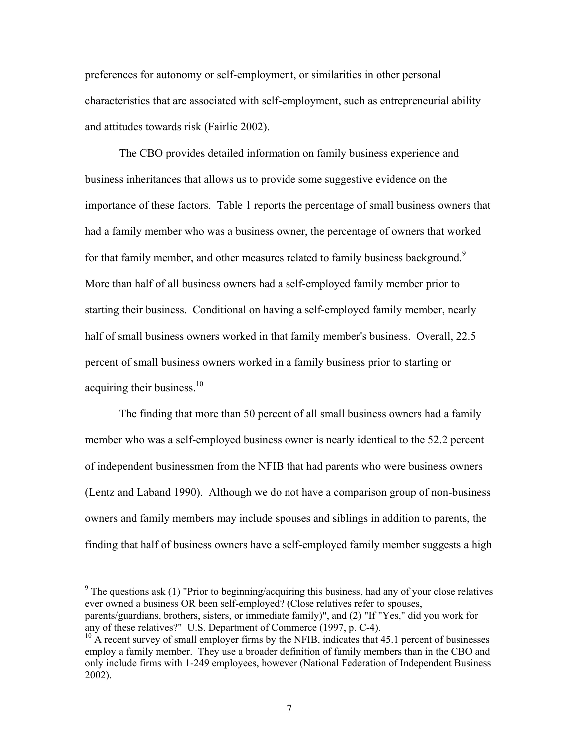preferences for autonomy or self-employment, or similarities in other personal characteristics that are associated with self-employment, such as entrepreneurial ability and attitudes towards risk (Fairlie 2002).

The CBO provides detailed information on family business experience and business inheritances that allows us to provide some suggestive evidence on the importance of these factors. Table 1 reports the percentage of small business owners that had a family member who was a business owner, the percentage of owners that worked for that family member, and other measures related to family business background.[9] More than half of all business owners had a self-employed family member prior to starting their business. Conditional on having a self-employed family member, nearly half of small business owners worked in that family member's business. Overall, 22.5 percent of small business owners worked in a family business prior to starting or acquiring their business.[10]

The finding that more than 50 percent of all small business owners had a family member who was a self-employed business owner is nearly identical to the 52.2 percent of independent businessmen from the NFIB that had parents who were business owners (Lentz and Laband 1990). Although we do not have a comparison group of non-business owners and family members may include spouses and siblings in addition to parents, the finding that half of business owners have a self-employed family member suggests a high

---

[9] The questions ask (1) "Prior to beginning/acquiring this business, had any of your close relatives ever owned a business OR been self-employed? (Close relatives refer to spouses, parents/guardians, brothers, sisters, or immediate family)", and (2) "If "Yes," did you work for any of these relatives?" U.S. Department of Commerce (1997, p. C-4).

[10] A recent survey of small employer firms by the NFIB, indicates that 45.1 percent of businesses employ a family member. They use a broader definition of family members than in the CBO and only include firms with 1-249 employees, however (National Federation of Independent Business 2002).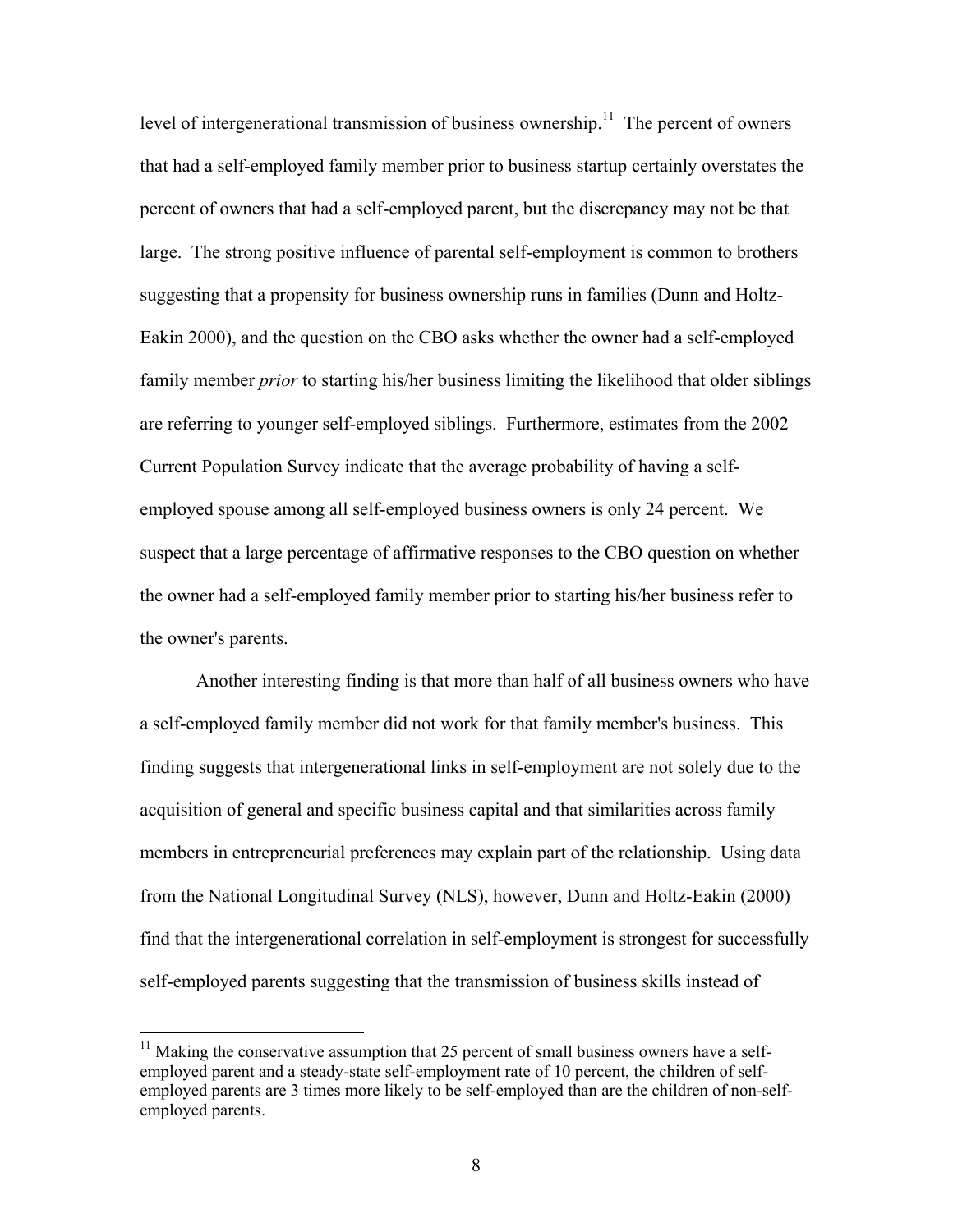level of intergenerational transmission of business ownership.[11] The percent of owners that had a self-employed family member prior to business startup certainly overstates the percent of owners that had a self-employed parent, but the discrepancy may not be that large. The strong positive influence of parental self-employment is common to brothers suggesting that a propensity for business ownership runs in families (Dunn and Holtz-Eakin 2000), and the question on the CBO asks whether the owner had a self-employed family member *prior* to starting his/her business limiting the likelihood that older siblings are referring to younger self-employed siblings. Furthermore, estimates from the 2002 Current Population Survey indicate that the average probability of having a self-employed spouse among all self-employed business owners is only 24 percent. We suspect that a large percentage of affirmative responses to the CBO question on whether the owner had a self-employed family member prior to starting his/her business refer to the owner's parents.

Another interesting finding is that more than half of all business owners who have a self-employed family member did not work for that family member's business. This finding suggests that intergenerational links in self-employment are not solely due to the acquisition of general and specific business capital and that similarities across family members in entrepreneurial preferences may explain part of the relationship. Using data from the National Longitudinal Survey (NLS), however, Dunn and Holtz-Eakin (2000) find that the intergenerational correlation in self-employment is strongest for successfully self-employed parents suggesting that the transmission of business skills instead of

---

[11] Making the conservative assumption that 25 percent of small business owners have a self-employed parent and a steady-state self-employment rate of 10 percent, the children of self-employed parents are 3 times more likely to be self-employed than are the children of non-self-employed parents.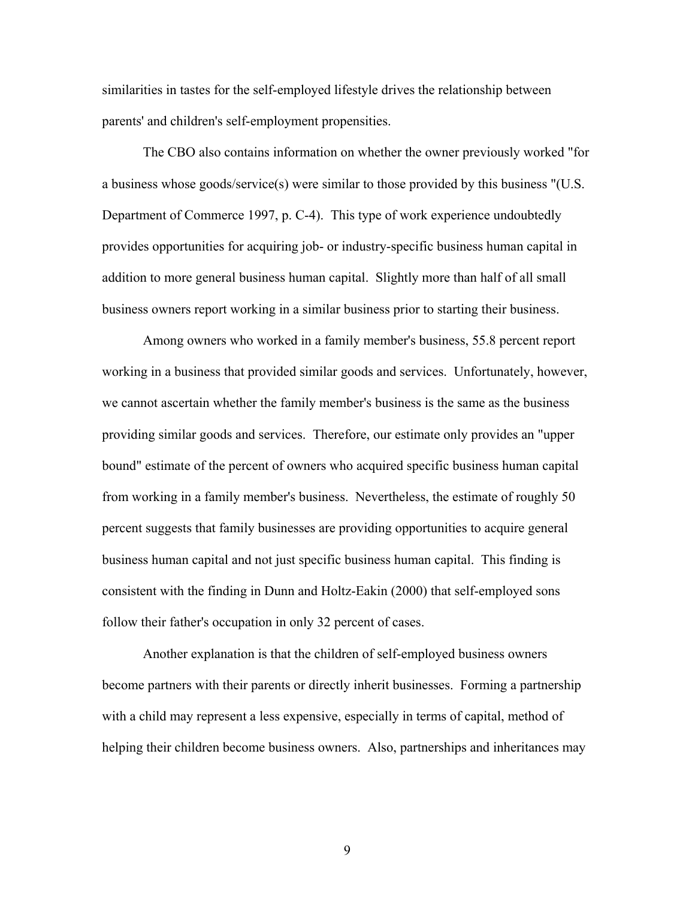similarities in tastes for the self-employed lifestyle drives the relationship between parents' and children's self-employment propensities.

The CBO also contains information on whether the owner previously worked "for a business whose goods/service(s) were similar to those provided by this business "(U.S. Department of Commerce 1997, p. C-4). This type of work experience undoubtedly provides opportunities for acquiring job- or industry-specific business human capital in addition to more general business human capital. Slightly more than half of all small business owners report working in a similar business prior to starting their business.

Among owners who worked in a family member's business, 55.8 percent report working in a business that provided similar goods and services. Unfortunately, however, we cannot ascertain whether the family member's business is the same as the business providing similar goods and services. Therefore, our estimate only provides an "upper bound" estimate of the percent of owners who acquired specific business human capital from working in a family member's business. Nevertheless, the estimate of roughly 50 percent suggests that family businesses are providing opportunities to acquire general business human capital and not just specific business human capital. This finding is consistent with the finding in Dunn and Holtz-Eakin (2000) that self-employed sons follow their father's occupation in only 32 percent of cases.

Another explanation is that the children of self-employed business owners become partners with their parents or directly inherit businesses. Forming a partnership with a child may represent a less expensive, especially in terms of capital, method of helping their children become business owners. Also, partnerships and inheritances may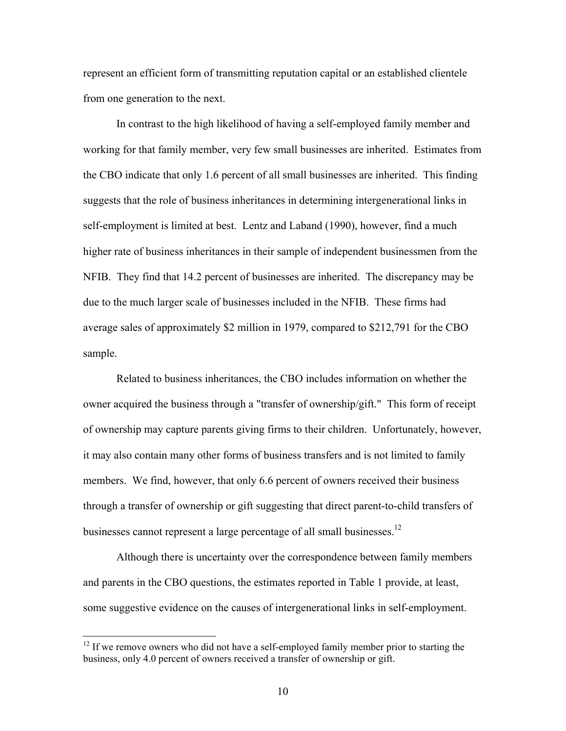represent an efficient form of transmitting reputation capital or an established clientele from one generation to the next.

In contrast to the high likelihood of having a self-employed family member and working for that family member, very few small businesses are inherited. Estimates from the CBO indicate that only 1.6 percent of all small businesses are inherited. This finding suggests that the role of business inheritances in determining intergenerational links in self-employment is limited at best. Lentz and Laband (1990), however, find a much higher rate of business inheritances in their sample of independent businessmen from the NFIB. They find that 14.2 percent of businesses are inherited. The discrepancy may be due to the much larger scale of businesses included in the NFIB. These firms had average sales of approximately $2 million in 1979, compared to $212,791 for the CBO sample.

Related to business inheritances, the CBO includes information on whether the owner acquired the business through a "transfer of ownership/gift." This form of receipt of ownership may capture parents giving firms to their children. Unfortunately, however, it may also contain many other forms of business transfers and is not limited to family members. We find, however, that only 6.6 percent of owners received their business through a transfer of ownership or gift suggesting that direct parent-to-child transfers of businesses cannot represent a large percentage of all small businesses.[12]

Although there is uncertainty over the correspondence between family members and parents in the CBO questions, the estimates reported in Table 1 provide, at least, some suggestive evidence on the causes of intergenerational links in self-employment.

---

[12] If we remove owners who did not have a self-employed family member prior to starting the business, only 4.0 percent of owners received a transfer of ownership or gift.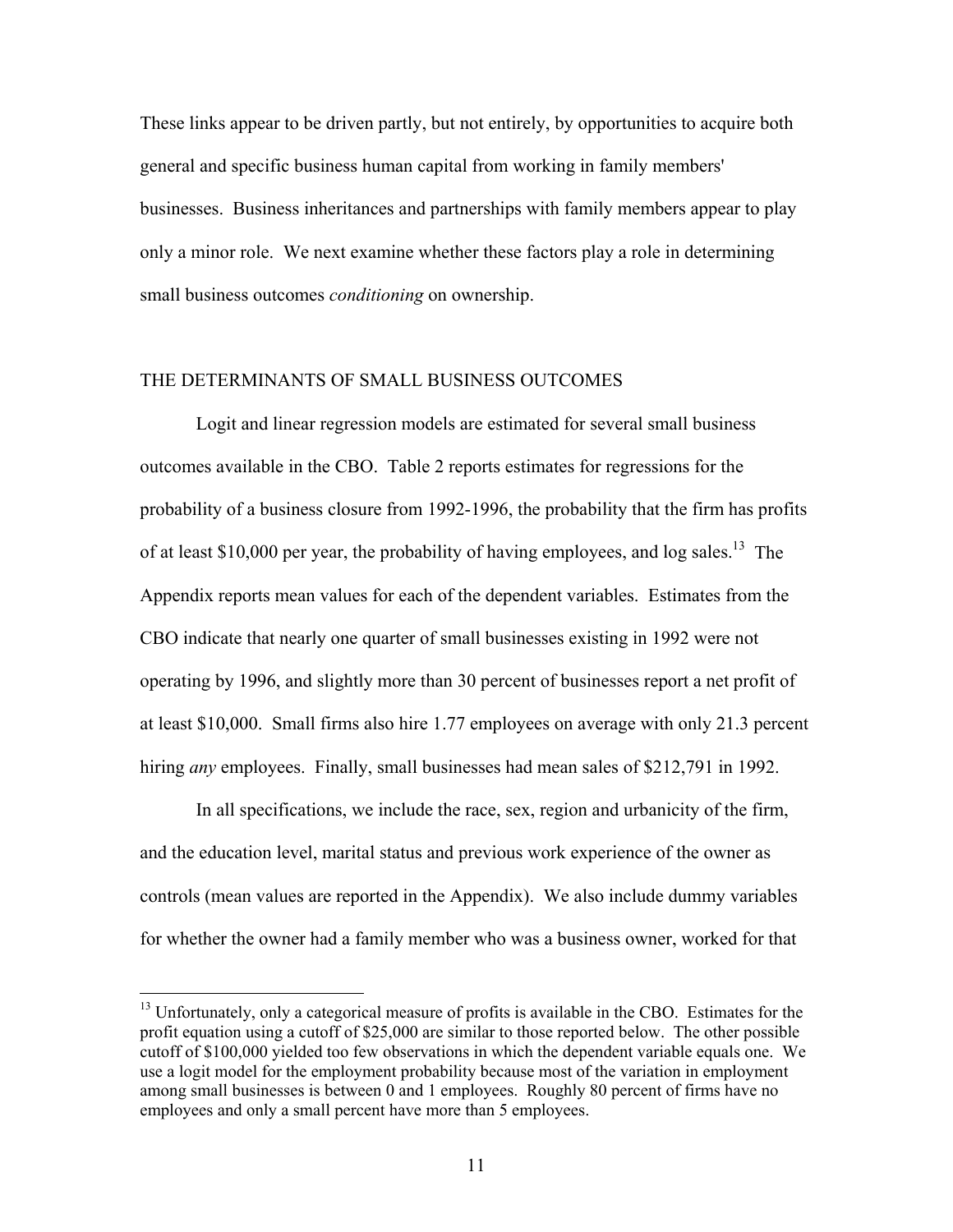These links appear to be driven partly, but not entirely, by opportunities to acquire both general and specific business human capital from working in family members' businesses. Business inheritances and partnerships with family members appear to play only a minor role. We next examine whether these factors play a role in determining small business outcomes *conditioning* on ownership.

## THE DETERMINANTS OF SMALL BUSINESS OUTCOMES

Logit and linear regression models are estimated for several small business outcomes available in the CBO. Table 2 reports estimates for regressions for the probability of a business closure from 1992-1996, the probability that the firm has profits of at least $10,000 per year, the probability of having employees, and log sales.[13] The Appendix reports mean values for each of the dependent variables. Estimates from the CBO indicate that nearly one quarter of small businesses existing in 1992 were not operating by 1996, and slightly more than 30 percent of businesses report a net profit of at least $10,000. Small firms also hire 1.77 employees on average with only 21.3 percent hiring *any* employees. Finally, small businesses had mean sales of $212,791 in 1992.

In all specifications, we include the race, sex, region and urbanicity of the firm, and the education level, marital status and previous work experience of the owner as controls (mean values are reported in the Appendix). We also include dummy variables for whether the owner had a family member who was a business owner, worked for that

[13] Unfortunately, only a categorical measure of profits is available in the CBO. Estimates for the profit equation using a cutoff of $25,000 are similar to those reported below. The other possible cutoff of $100,000 yielded too few observations in which the dependent variable equals one. We use a logit model for the employment probability because most of the variation in employment among small businesses is between 0 and 1 employees. Roughly 80 percent of firms have no employees and only a small percent have more than 5 employees.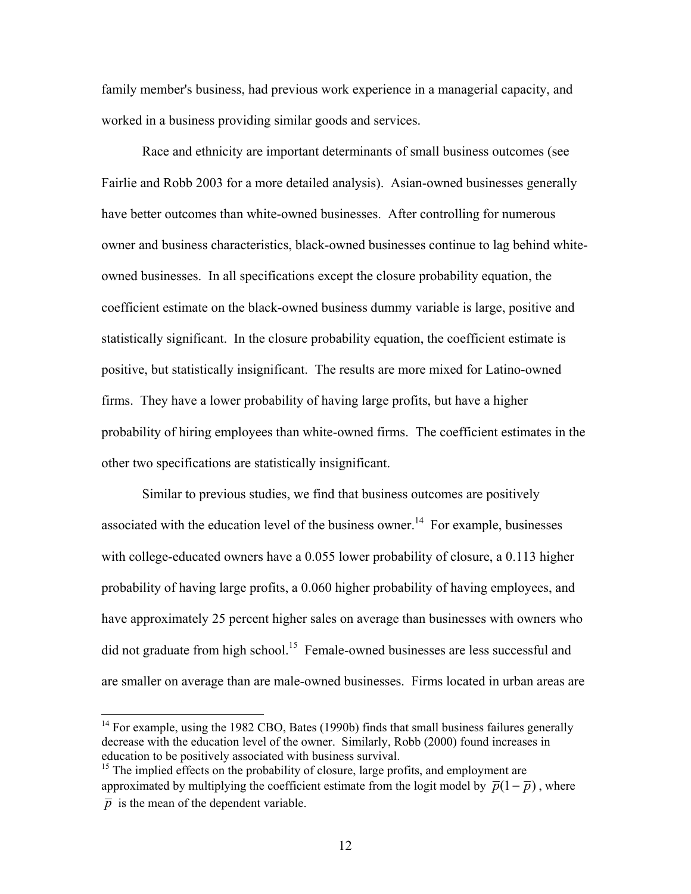family member's business, had previous work experience in a managerial capacity, and worked in a business providing similar goods and services.

Race and ethnicity are important determinants of small business outcomes (see Fairlie and Robb 2003 for a more detailed analysis). Asian-owned businesses generally have better outcomes than white-owned businesses. After controlling for numerous owner and business characteristics, black-owned businesses continue to lag behind white-owned businesses. In all specifications except the closure probability equation, the coefficient estimate on the black-owned business dummy variable is large, positive and statistically significant. In the closure probability equation, the coefficient estimate is positive, but statistically insignificant. The results are more mixed for Latino-owned firms. They have a lower probability of having large profits, but have a higher probability of hiring employees than white-owned firms. The coefficient estimates in the other two specifications are statistically insignificant.

Similar to previous studies, we find that business outcomes are positively associated with the education level of the business owner.[14] For example, businesses with college-educated owners have a 0.055 lower probability of closure, a 0.113 higher probability of having large profits, a 0.060 higher probability of having employees, and have approximately 25 percent higher sales on average than businesses with owners who did not graduate from high school.[15] Female-owned businesses are less successful and are smaller on average than are male-owned businesses. Firms located in urban areas are

[14] For example, using the 1982 CBO, Bates (1990b) finds that small business failures generally decrease with the education level of the owner. Similarly, Robb (2000) found increases in education to be positively associated with business survival.

[15] The implied effects on the probability of closure, large profits, and employment are approximated by multiplying the coefficient estimate from the logit model by $\overline{p}(1-\overline{p})$, where $\overline{p}$ is the mean of the dependent variable.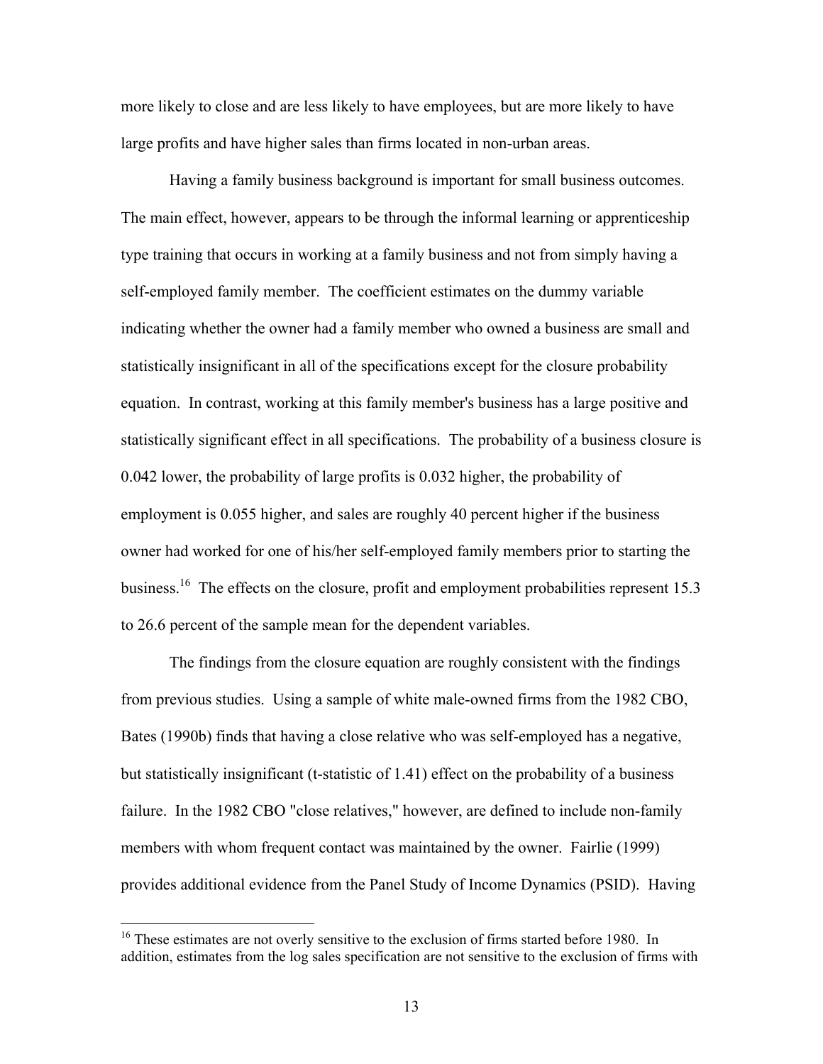more likely to close and are less likely to have employees, but are more likely to have large profits and have higher sales than firms located in non-urban areas.

Having a family business background is important for small business outcomes. The main effect, however, appears to be through the informal learning or apprenticeship type training that occurs in working at a family business and not from simply having a self-employed family member. The coefficient estimates on the dummy variable indicating whether the owner had a family member who owned a business are small and statistically insignificant in all of the specifications except for the closure probability equation. In contrast, working at this family member's business has a large positive and statistically significant effect in all specifications. The probability of a business closure is 0.042 lower, the probability of large profits is 0.032 higher, the probability of employment is 0.055 higher, and sales are roughly 40 percent higher if the business owner had worked for one of his/her self-employed family members prior to starting the business.[16] The effects on the closure, profit and employment probabilities represent 15.3 to 26.6 percent of the sample mean for the dependent variables.

The findings from the closure equation are roughly consistent with the findings from previous studies. Using a sample of white male-owned firms from the 1982 CBO, Bates (1990b) finds that having a close relative who was self-employed has a negative, but statistically insignificant (t-statistic of 1.41) effect on the probability of a business failure. In the 1982 CBO "close relatives," however, are defined to include non-family members with whom frequent contact was maintained by the owner. Fairlie (1999) provides additional evidence from the Panel Study of Income Dynamics (PSID). Having

---

[16] These estimates are not overly sensitive to the exclusion of firms started before 1980. In addition, estimates from the log sales specification are not sensitive to the exclusion of firms with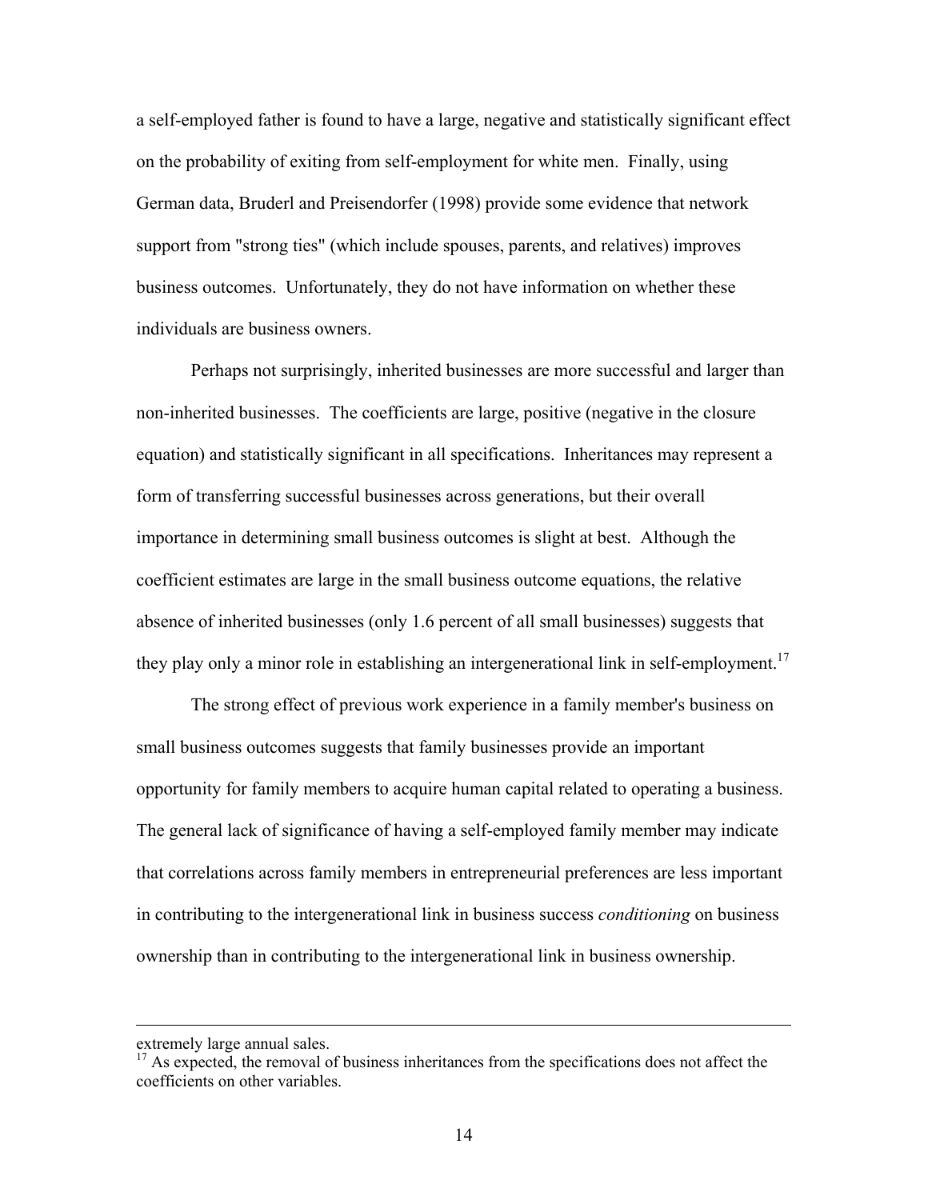a self-employed father is found to have a large, negative and statistically significant effect on the probability of exiting from self-employment for white men. Finally, using German data, Bruderl and Preisendorfer (1998) provide some evidence that network support from "strong ties" (which include spouses, parents, and relatives) improves business outcomes. Unfortunately, they do not have information on whether these individuals are business owners.

Perhaps not surprisingly, inherited businesses are more successful and larger than non-inherited businesses. The coefficients are large, positive (negative in the closure equation) and statistically significant in all specifications. Inheritances may represent a form of transferring successful businesses across generations, but their overall importance in determining small business outcomes is slight at best. Although the coefficient estimates are large in the small business outcome equations, the relative absence of inherited businesses (only 1.6 percent of all small businesses) suggests that they play only a minor role in establishing an intergenerational link in self-employment.[17]

The strong effect of previous work experience in a family member's business on small business outcomes suggests that family businesses provide an important opportunity for family members to acquire human capital related to operating a business. The general lack of significance of having a self-employed family member may indicate that correlations across family members in entrepreneurial preferences are less important in contributing to the intergenerational link in business success *conditioning* on business ownership than in contributing to the intergenerational link in business ownership.

---

extremely large annual sales.

[17] As expected, the removal of business inheritances from the specifications does not affect the coefficients on other variables.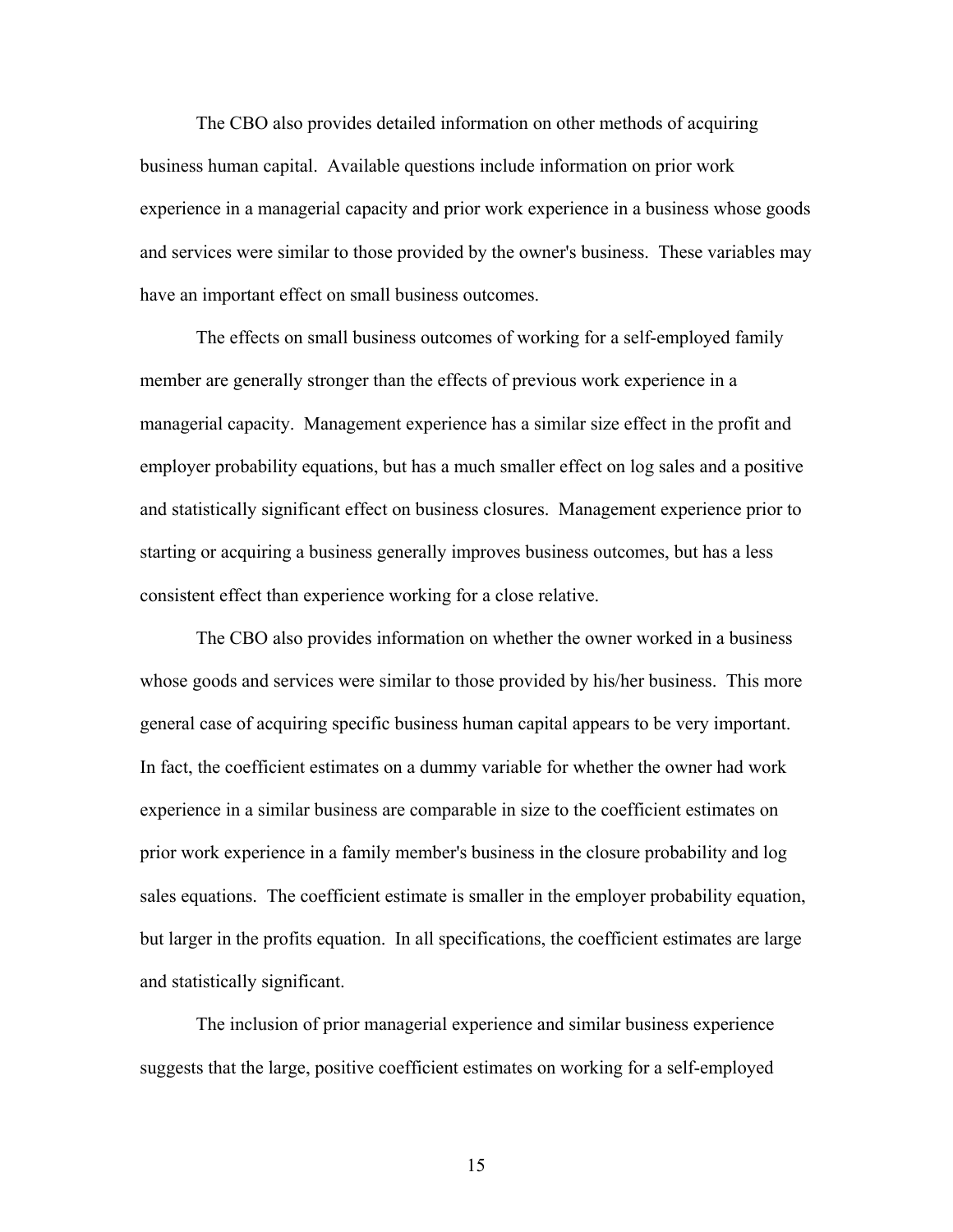The CBO also provides detailed information on other methods of acquiring business human capital. Available questions include information on prior work experience in a managerial capacity and prior work experience in a business whose goods and services were similar to those provided by the owner's business. These variables may have an important effect on small business outcomes.

The effects on small business outcomes of working for a self-employed family member are generally stronger than the effects of previous work experience in a managerial capacity. Management experience has a similar size effect in the profit and employer probability equations, but has a much smaller effect on log sales and a positive and statistically significant effect on business closures. Management experience prior to starting or acquiring a business generally improves business outcomes, but has a less consistent effect than experience working for a close relative.

The CBO also provides information on whether the owner worked in a business whose goods and services were similar to those provided by his/her business. This more general case of acquiring specific business human capital appears to be very important. In fact, the coefficient estimates on a dummy variable for whether the owner had work experience in a similar business are comparable in size to the coefficient estimates on prior work experience in a family member's business in the closure probability and log sales equations. The coefficient estimate is smaller in the employer probability equation, but larger in the profits equation. In all specifications, the coefficient estimates are large and statistically significant.

The inclusion of prior managerial experience and similar business experience suggests that the large, positive coefficient estimates on working for a self-employed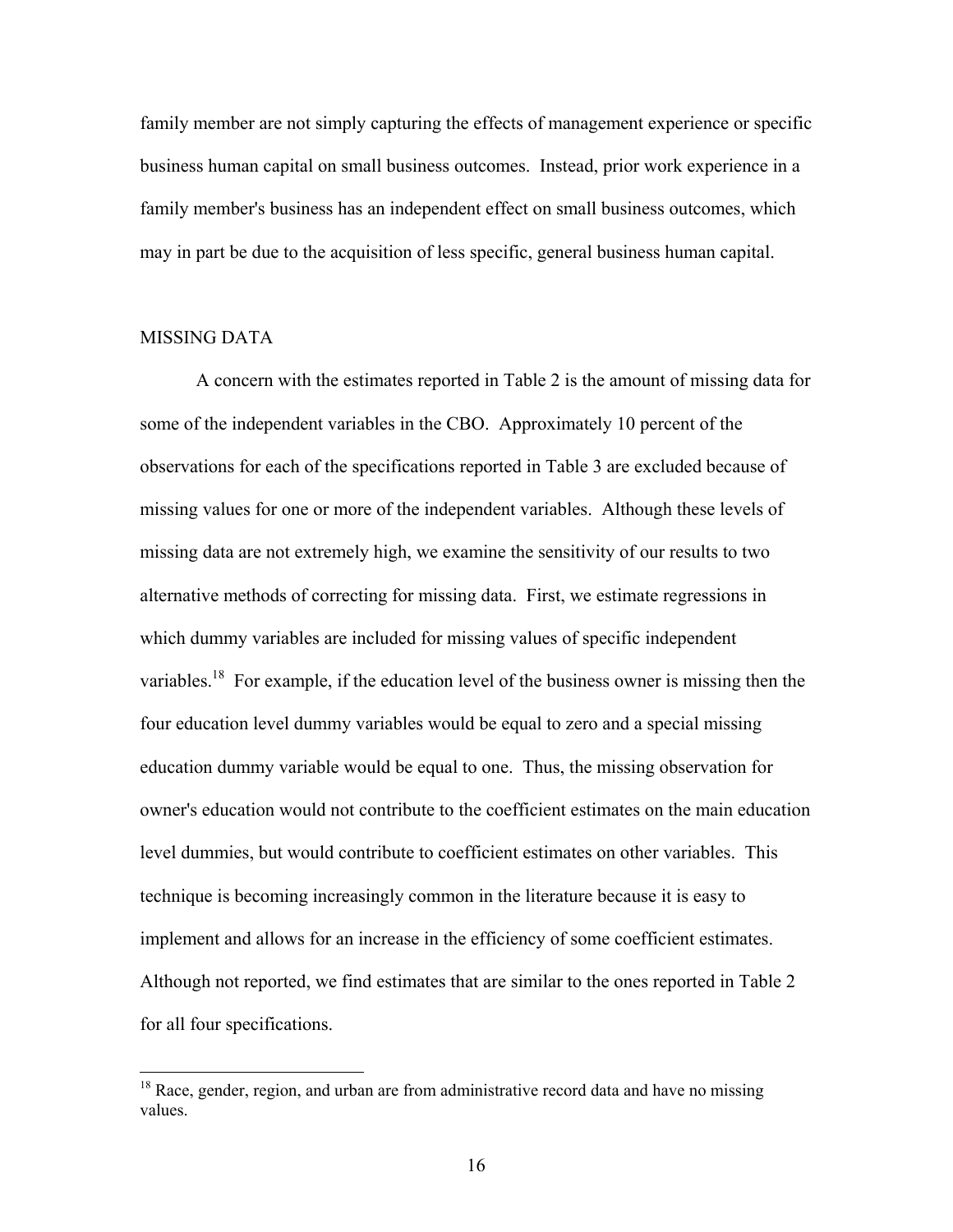family member are not simply capturing the effects of management experience or specific business human capital on small business outcomes. Instead, prior work experience in a family member's business has an independent effect on small business outcomes, which may in part be due to the acquisition of less specific, general business human capital.

## MISSING DATA

A concern with the estimates reported in Table 2 is the amount of missing data for some of the independent variables in the CBO. Approximately 10 percent of the observations for each of the specifications reported in Table 3 are excluded because of missing values for one or more of the independent variables. Although these levels of missing data are not extremely high, we examine the sensitivity of our results to two alternative methods of correcting for missing data. First, we estimate regressions in which dummy variables are included for missing values of specific independent variables.[18] For example, if the education level of the business owner is missing then the four education level dummy variables would be equal to zero and a special missing education dummy variable would be equal to one. Thus, the missing observation for owner's education would not contribute to the coefficient estimates on the main education level dummies, but would contribute to coefficient estimates on other variables. This technique is becoming increasingly common in the literature because it is easy to implement and allows for an increase in the efficiency of some coefficient estimates. Although not reported, we find estimates that are similar to the ones reported in Table 2 for all four specifications.

---

[18] Race, gender, region, and urban are from administrative record data and have no missing values.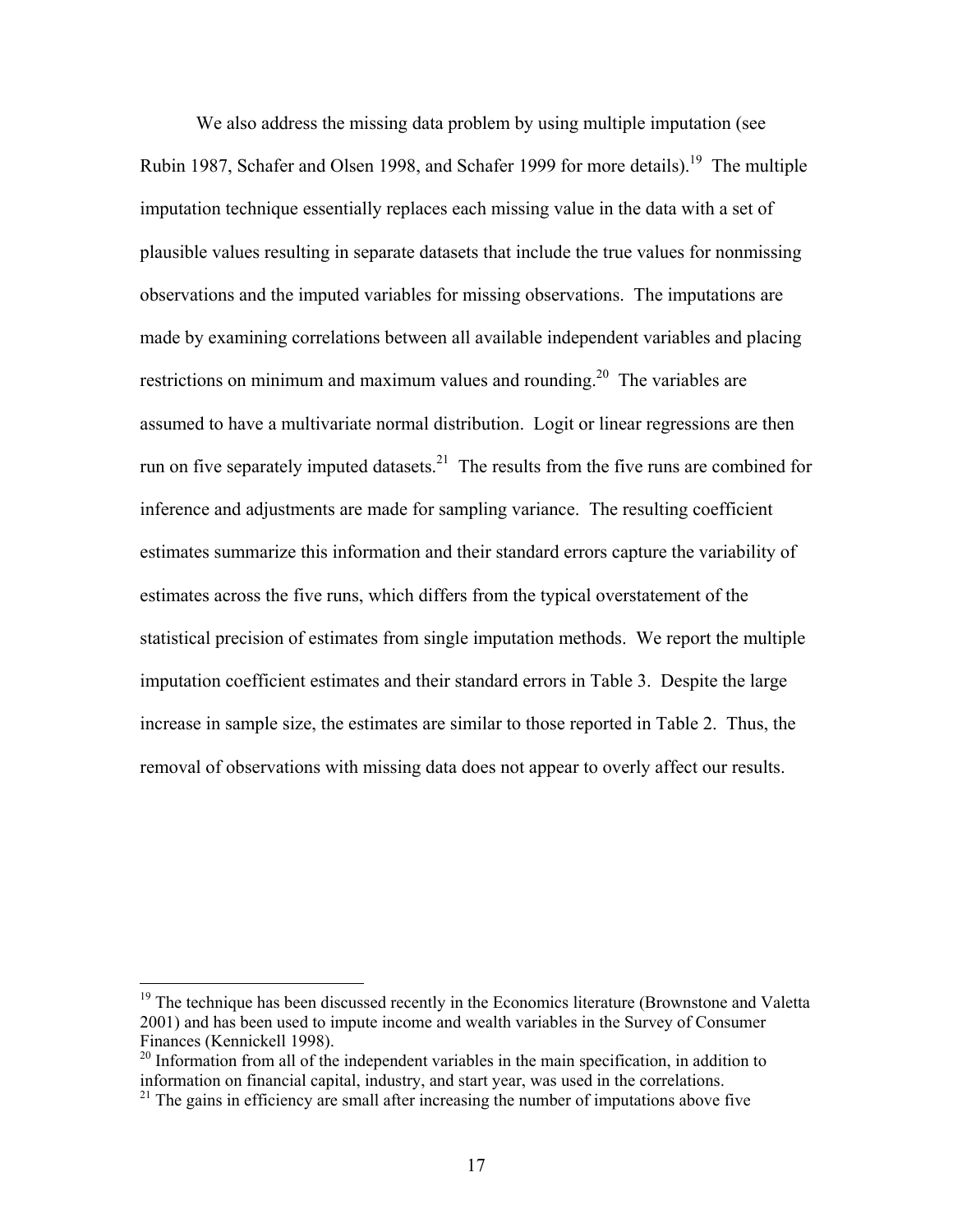We also address the missing data problem by using multiple imputation (see Rubin 1987, Schafer and Olsen 1998, and Schafer 1999 for more details).[19] The multiple imputation technique essentially replaces each missing value in the data with a set of plausible values resulting in separate datasets that include the true values for nonmissing observations and the imputed variables for missing observations. The imputations are made by examining correlations between all available independent variables and placing restrictions on minimum and maximum values and rounding.[20] The variables are assumed to have a multivariate normal distribution. Logit or linear regressions are then run on five separately imputed datasets.[21] The results from the five runs are combined for inference and adjustments are made for sampling variance. The resulting coefficient estimates summarize this information and their standard errors capture the variability of estimates across the five runs, which differs from the typical overstatement of the statistical precision of estimates from single imputation methods. We report the multiple imputation coefficient estimates and their standard errors in Table 3. Despite the large increase in sample size, the estimates are similar to those reported in Table 2. Thus, the removal of observations with missing data does not appear to overly affect our results.

---

[19] The technique has been discussed recently in the Economics literature (Brownstone and Valetta 2001) and has been used to impute income and wealth variables in the Survey of Consumer Finances (Kennickell 1998).

[20] Information from all of the independent variables in the main specification, in addition to information on financial capital, industry, and start year, was used in the correlations.

[21] The gains in efficiency are small after increasing the number of imputations above five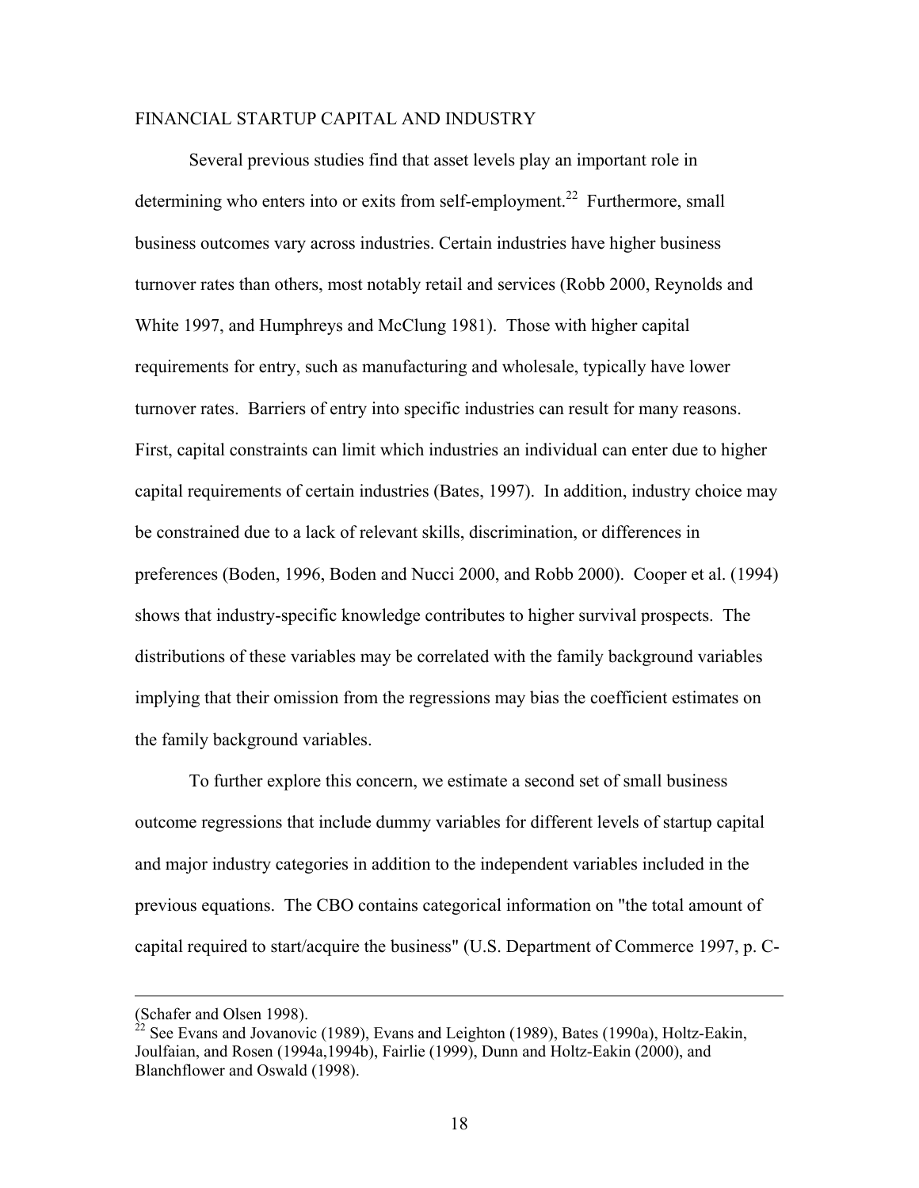## FINANCIAL STARTUP CAPITAL AND INDUSTRY

Several previous studies find that asset levels play an important role in determining who enters into or exits from self-employment.[22] Furthermore, small business outcomes vary across industries. Certain industries have higher business turnover rates than others, most notably retail and services (Robb 2000, Reynolds and White 1997, and Humphreys and McClung 1981). Those with higher capital requirements for entry, such as manufacturing and wholesale, typically have lower turnover rates. Barriers of entry into specific industries can result for many reasons. First, capital constraints can limit which industries an individual can enter due to higher capital requirements of certain industries (Bates, 1997). In addition, industry choice may be constrained due to a lack of relevant skills, discrimination, or differences in preferences (Boden, 1996, Boden and Nucci 2000, and Robb 2000). Cooper et al. (1994) shows that industry-specific knowledge contributes to higher survival prospects. The distributions of these variables may be correlated with the family background variables implying that their omission from the regressions may bias the coefficient estimates on the family background variables.

To further explore this concern, we estimate a second set of small business outcome regressions that include dummy variables for different levels of startup capital and major industry categories in addition to the independent variables included in the previous equations. The CBO contains categorical information on "the total amount of capital required to start/acquire the business" (U.S. Department of Commerce 1997, p. C-

---

(Schafer and Olsen 1998).

[22] See Evans and Jovanovic (1989), Evans and Leighton (1989), Bates (1990a), Holtz-Eakin, Joulfaian, and Rosen (1994a,1994b), Fairlie (1999), Dunn and Holtz-Eakin (2000), and Blanchflower and Oswald (1998).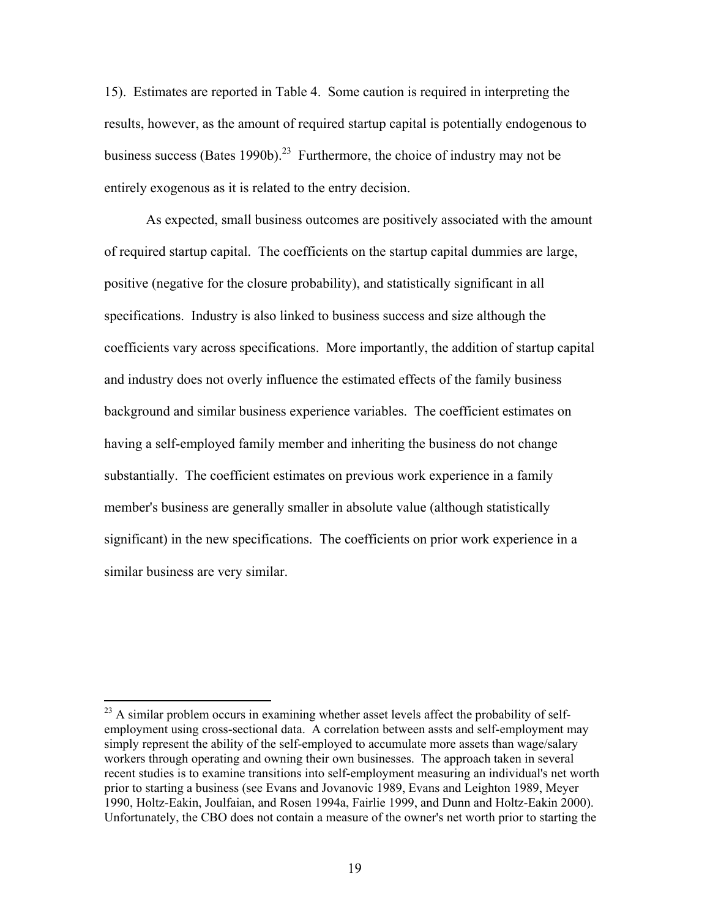15). Estimates are reported in Table 4. Some caution is required in interpreting the results, however, as the amount of required startup capital is potentially endogenous to business success (Bates 1990b).[23] Furthermore, the choice of industry may not be entirely exogenous as it is related to the entry decision.

As expected, small business outcomes are positively associated with the amount of required startup capital. The coefficients on the startup capital dummies are large, positive (negative for the closure probability), and statistically significant in all specifications. Industry is also linked to business success and size although the coefficients vary across specifications. More importantly, the addition of startup capital and industry does not overly influence the estimated effects of the family business background and similar business experience variables. The coefficient estimates on having a self-employed family member and inheriting the business do not change substantially. The coefficient estimates on previous work experience in a family member's business are generally smaller in absolute value (although statistically significant) in the new specifications. The coefficients on prior work experience in a similar business are very similar.

---

[23] A similar problem occurs in examining whether asset levels affect the probability of self-employment using cross-sectional data. A correlation between assts and self-employment may simply represent the ability of the self-employed to accumulate more assets than wage/salary workers through operating and owning their own businesses. The approach taken in several recent studies is to examine transitions into self-employment measuring an individual's net worth prior to starting a business (see Evans and Jovanovic 1989, Evans and Leighton 1989, Meyer 1990, Holtz-Eakin, Joulfaian, and Rosen 1994a, Fairlie 1999, and Dunn and Holtz-Eakin 2000). Unfortunately, the CBO does not contain a measure of the owner's net worth prior to starting the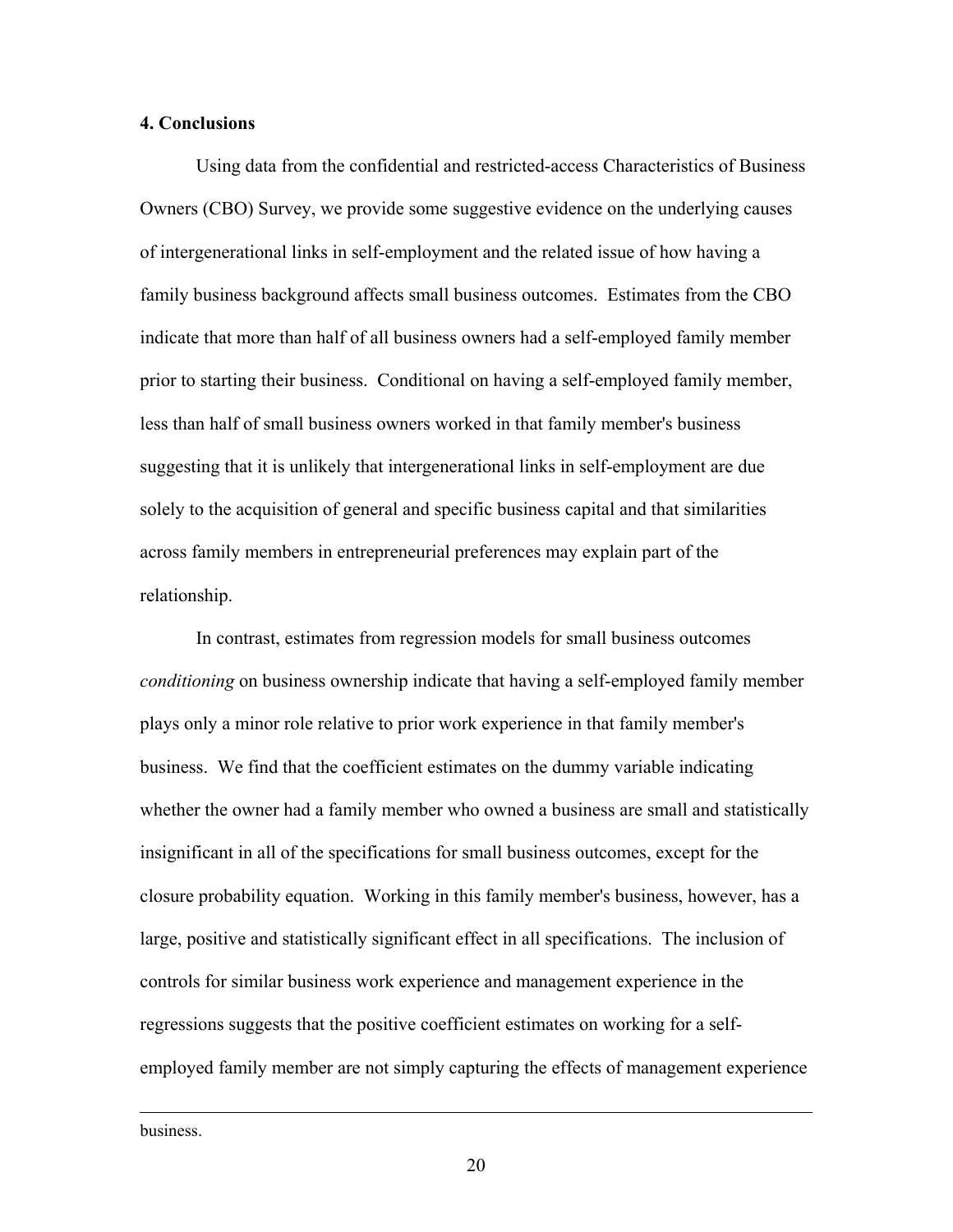### 4. Conclusions

Using data from the confidential and restricted-access Characteristics of Business Owners (CBO) Survey, we provide some suggestive evidence on the underlying causes of intergenerational links in self-employment and the related issue of how having a family business background affects small business outcomes. Estimates from the CBO indicate that more than half of all business owners had a self-employed family member prior to starting their business. Conditional on having a self-employed family member, less than half of small business owners worked in that family member's business suggesting that it is unlikely that intergenerational links in self-employment are due solely to the acquisition of general and specific business capital and that similarities across family members in entrepreneurial preferences may explain part of the relationship.

In contrast, estimates from regression models for small business outcomes *conditioning* on business ownership indicate that having a self-employed family member plays only a minor role relative to prior work experience in that family member's business. We find that the coefficient estimates on the dummy variable indicating whether the owner had a family member who owned a business are small and statistically insignificant in all of the specifications for small business outcomes, except for the closure probability equation. Working in this family member's business, however, has a large, positive and statistically significant effect in all specifications. The inclusion of controls for similar business work experience and management experience in the regressions suggests that the positive coefficient estimates on working for a self-employed family member are not simply capturing the effects of management experience

---

business.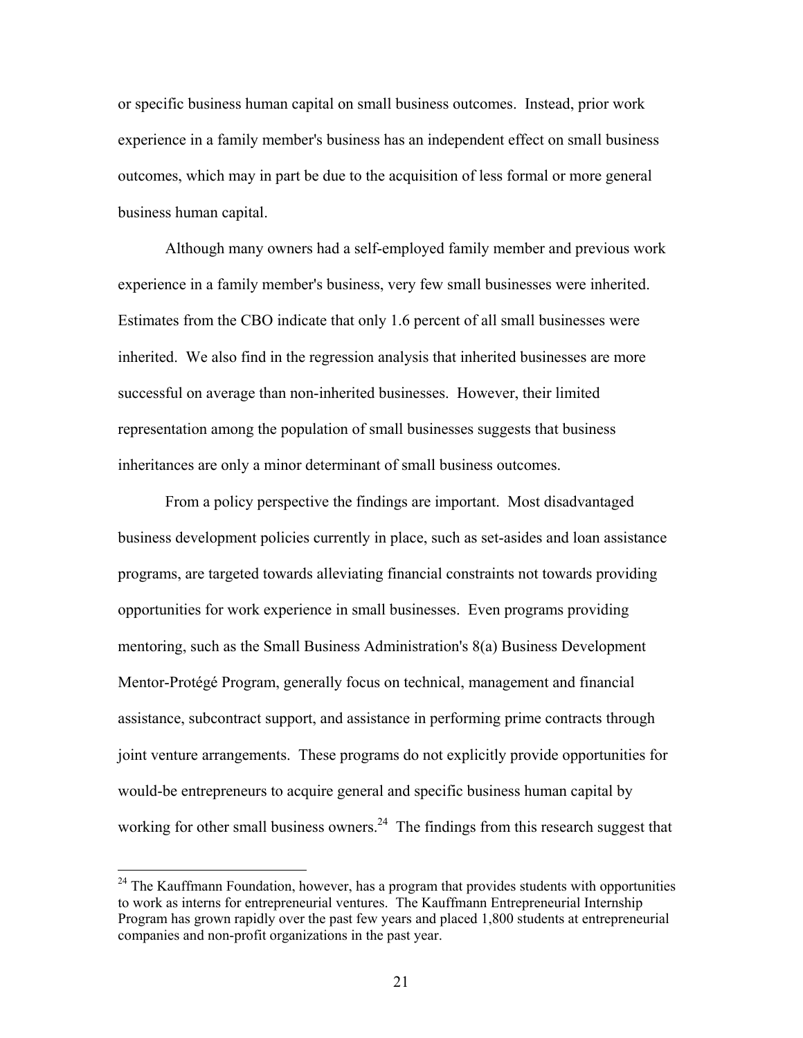or specific business human capital on small business outcomes. Instead, prior work experience in a family member's business has an independent effect on small business outcomes, which may in part be due to the acquisition of less formal or more general business human capital.

Although many owners had a self-employed family member and previous work experience in a family member's business, very few small businesses were inherited. Estimates from the CBO indicate that only 1.6 percent of all small businesses were inherited. We also find in the regression analysis that inherited businesses are more successful on average than non-inherited businesses. However, their limited representation among the population of small businesses suggests that business inheritances are only a minor determinant of small business outcomes.

From a policy perspective the findings are important. Most disadvantaged business development policies currently in place, such as set-asides and loan assistance programs, are targeted towards alleviating financial constraints not towards providing opportunities for work experience in small businesses. Even programs providing mentoring, such as the Small Business Administration's 8(a) Business Development Mentor-Protégé Program, generally focus on technical, management and financial assistance, subcontract support, and assistance in performing prime contracts through joint venture arrangements. These programs do not explicitly provide opportunities for would-be entrepreneurs to acquire general and specific business human capital by working for other small business owners.[24] The findings from this research suggest that

[24] The Kauffmann Foundation, however, has a program that provides students with opportunities to work as interns for entrepreneurial ventures. The Kauffmann Entrepreneurial Internship Program has grown rapidly over the past few years and placed 1,800 students at entrepreneurial companies and non-profit organizations in the past year.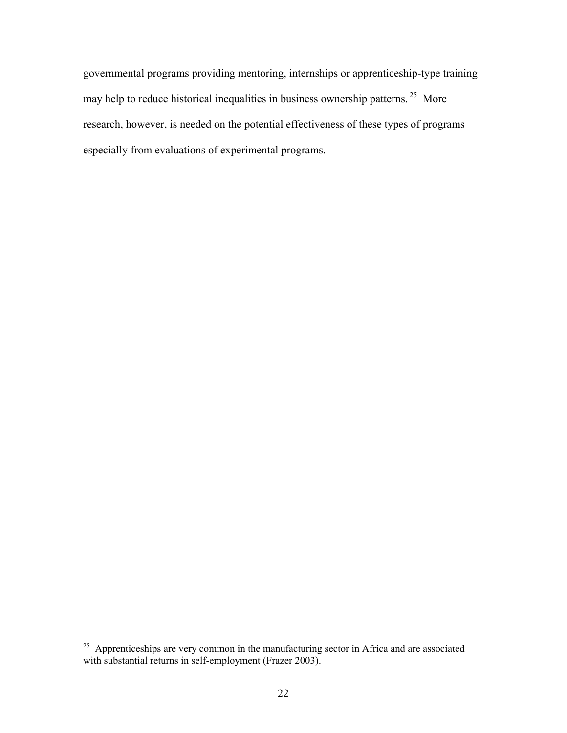governmental programs providing mentoring, internships or apprenticeship-type training may help to reduce historical inequalities in business ownership patterns.[25] More research, however, is needed on the potential effectiveness of these types of programs especially from evaluations of experimental programs.

[25] Apprenticeships are very common in the manufacturing sector in Africa and are associated with substantial returns in self-employment (Frazer 2003).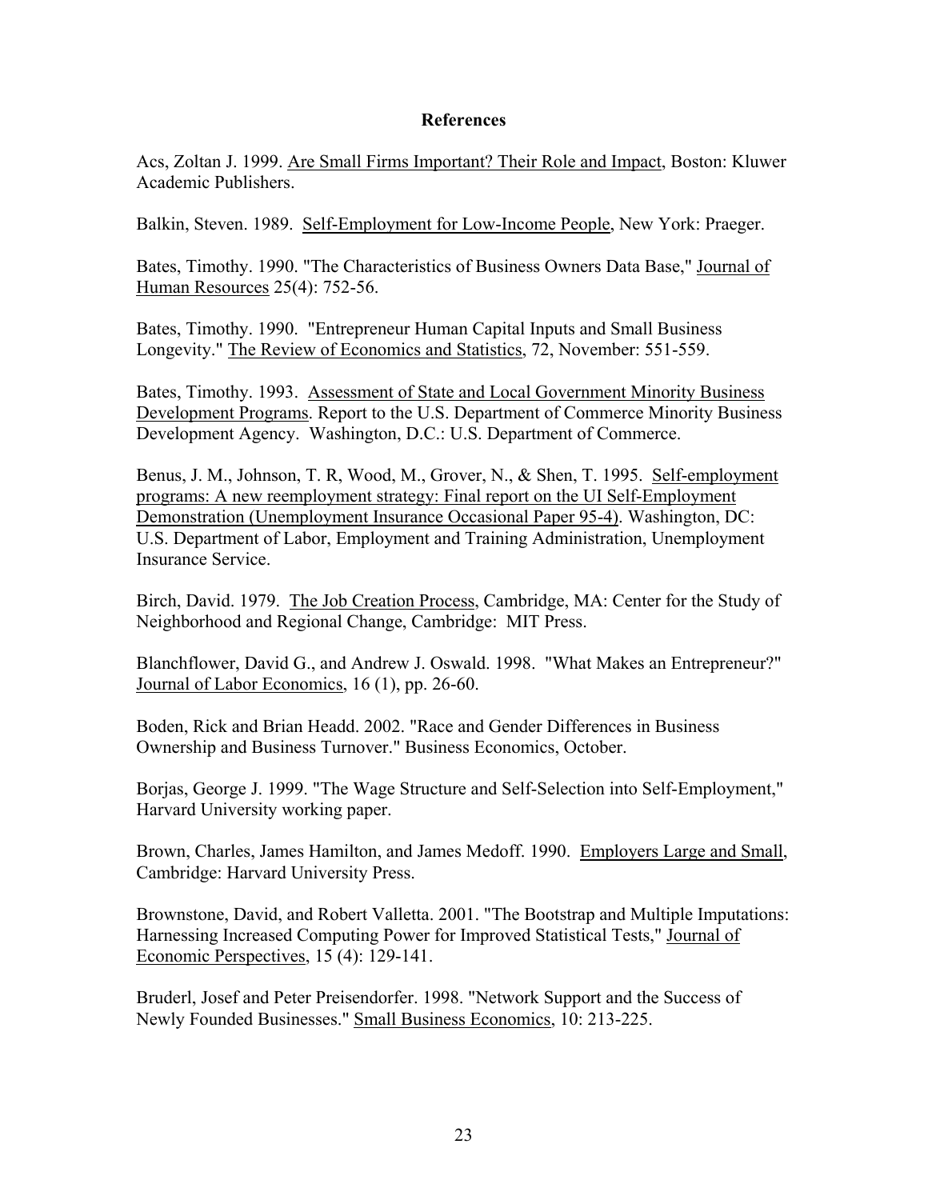**References**

Acs, Zoltan J. 1999. Are Small Firms Important? Their Role and Impact, Boston: Kluwer Academic Publishers.

Balkin, Steven. 1989. Self-Employment for Low-Income People, New York: Praeger.

Bates, Timothy. 1990. "The Characteristics of Business Owners Data Base," Journal of Human Resources 25(4): 752-56.

Bates, Timothy. 1990. "Entrepreneur Human Capital Inputs and Small Business Longevity." The Review of Economics and Statistics, 72, November: 551-559.

Bates, Timothy. 1993. Assessment of State and Local Government Minority Business Development Programs. Report to the U.S. Department of Commerce Minority Business Development Agency. Washington, D.C.: U.S. Department of Commerce.

Benus, J. M., Johnson, T. R, Wood, M., Grover, N., & Shen, T. 1995. Self-employment programs: A new reemployment strategy: Final report on the UI Self-Employment Demonstration (Unemployment Insurance Occasional Paper 95-4). Washington, DC: U.S. Department of Labor, Employment and Training Administration, Unemployment Insurance Service.

Birch, David. 1979. The Job Creation Process, Cambridge, MA: Center for the Study of Neighborhood and Regional Change, Cambridge: MIT Press.

Blanchflower, David G., and Andrew J. Oswald. 1998. "What Makes an Entrepreneur?" Journal of Labor Economics, 16 (1), pp. 26-60.

Boden, Rick and Brian Headd. 2002. "Race and Gender Differences in Business Ownership and Business Turnover." Business Economics, October.

Borjas, George J. 1999. "The Wage Structure and Self-Selection into Self-Employment," Harvard University working paper.

Brown, Charles, James Hamilton, and James Medoff. 1990. Employers Large and Small, Cambridge: Harvard University Press.

Brownstone, David, and Robert Valletta. 2001. "The Bootstrap and Multiple Imputations: Harnessing Increased Computing Power for Improved Statistical Tests," Journal of Economic Perspectives, 15 (4): 129-141.

Bruderl, Josef and Peter Preisendorfer. 1998. "Network Support and the Success of Newly Founded Businesses." Small Business Economics, 10: 213-225.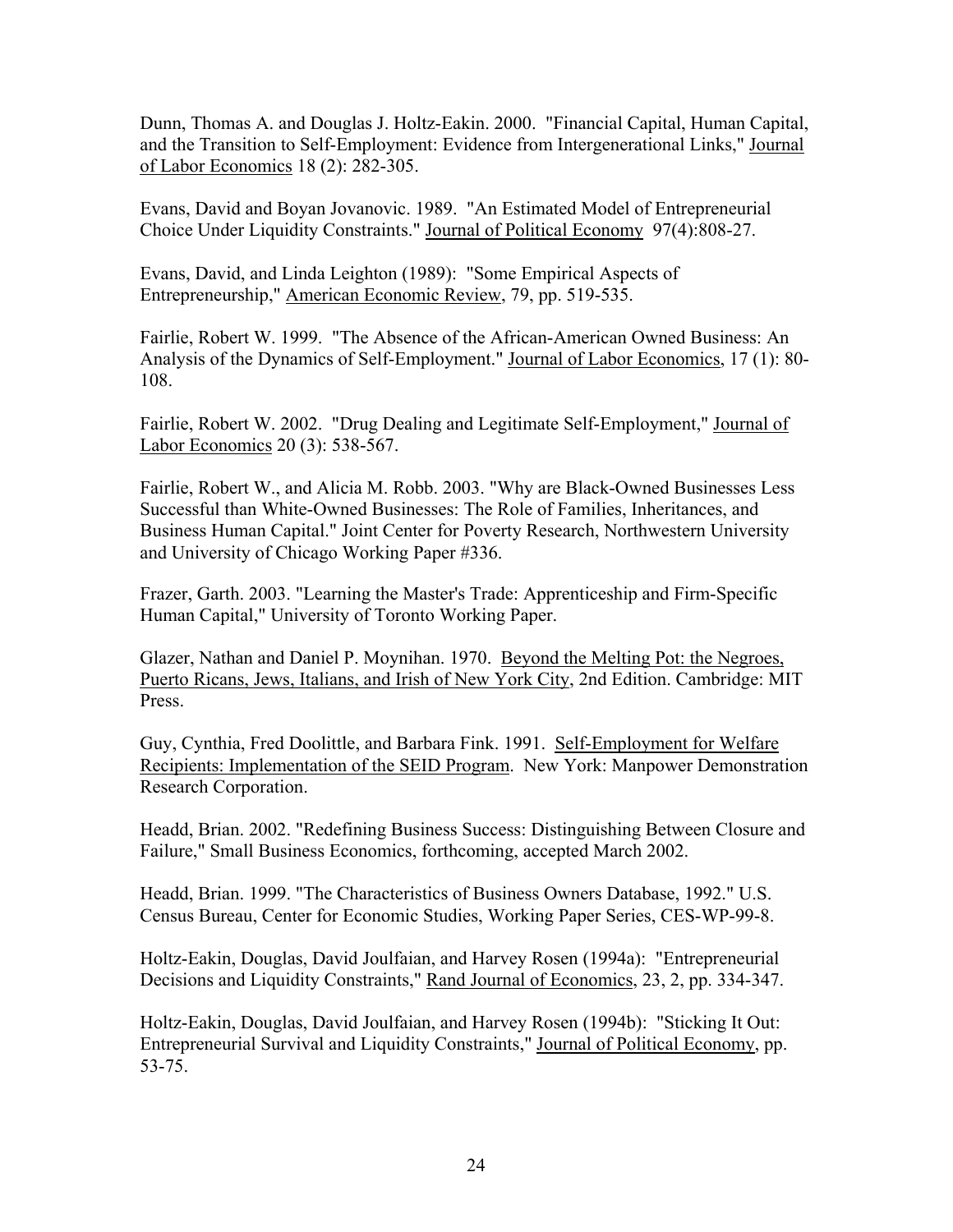Dunn, Thomas A. and Douglas J. Holtz-Eakin. 2000. "Financial Capital, Human Capital, and the Transition to Self-Employment: Evidence from Intergenerational Links," Journal of Labor Economics 18 (2): 282-305.

Evans, David and Boyan Jovanovic. 1989. "An Estimated Model of Entrepreneurial Choice Under Liquidity Constraints." Journal of Political Economy 97(4):808-27.

Evans, David, and Linda Leighton (1989): "Some Empirical Aspects of Entrepreneurship," American Economic Review, 79, pp. 519-535.

Fairlie, Robert W. 1999. "The Absence of the African-American Owned Business: An Analysis of the Dynamics of Self-Employment." Journal of Labor Economics, 17 (1): 80-108.

Fairlie, Robert W. 2002. "Drug Dealing and Legitimate Self-Employment," Journal of Labor Economics 20 (3): 538-567.

Fairlie, Robert W., and Alicia M. Robb. 2003. "Why are Black-Owned Businesses Less Successful than White-Owned Businesses: The Role of Families, Inheritances, and Business Human Capital." Joint Center for Poverty Research, Northwestern University and University of Chicago Working Paper #336.

Frazer, Garth. 2003. "Learning the Master's Trade: Apprenticeship and Firm-Specific Human Capital," University of Toronto Working Paper.

Glazer, Nathan and Daniel P. Moynihan. 1970. Beyond the Melting Pot: the Negroes, Puerto Ricans, Jews, Italians, and Irish of New York City, 2nd Edition. Cambridge: MIT Press.

Guy, Cynthia, Fred Doolittle, and Barbara Fink. 1991. Self-Employment for Welfare Recipients: Implementation of the SEID Program. New York: Manpower Demonstration Research Corporation.

Headd, Brian. 2002. "Redefining Business Success: Distinguishing Between Closure and Failure," Small Business Economics, forthcoming, accepted March 2002.

Headd, Brian. 1999. "The Characteristics of Business Owners Database, 1992." U.S. Census Bureau, Center for Economic Studies, Working Paper Series, CES-WP-99-8.

Holtz-Eakin, Douglas, David Joulfaian, and Harvey Rosen (1994a): "Entrepreneurial Decisions and Liquidity Constraints," Rand Journal of Economics, 23, 2, pp. 334-347.

Holtz-Eakin, Douglas, David Joulfaian, and Harvey Rosen (1994b): "Sticking It Out: Entrepreneurial Survival and Liquidity Constraints," Journal of Political Economy, pp. 53-75.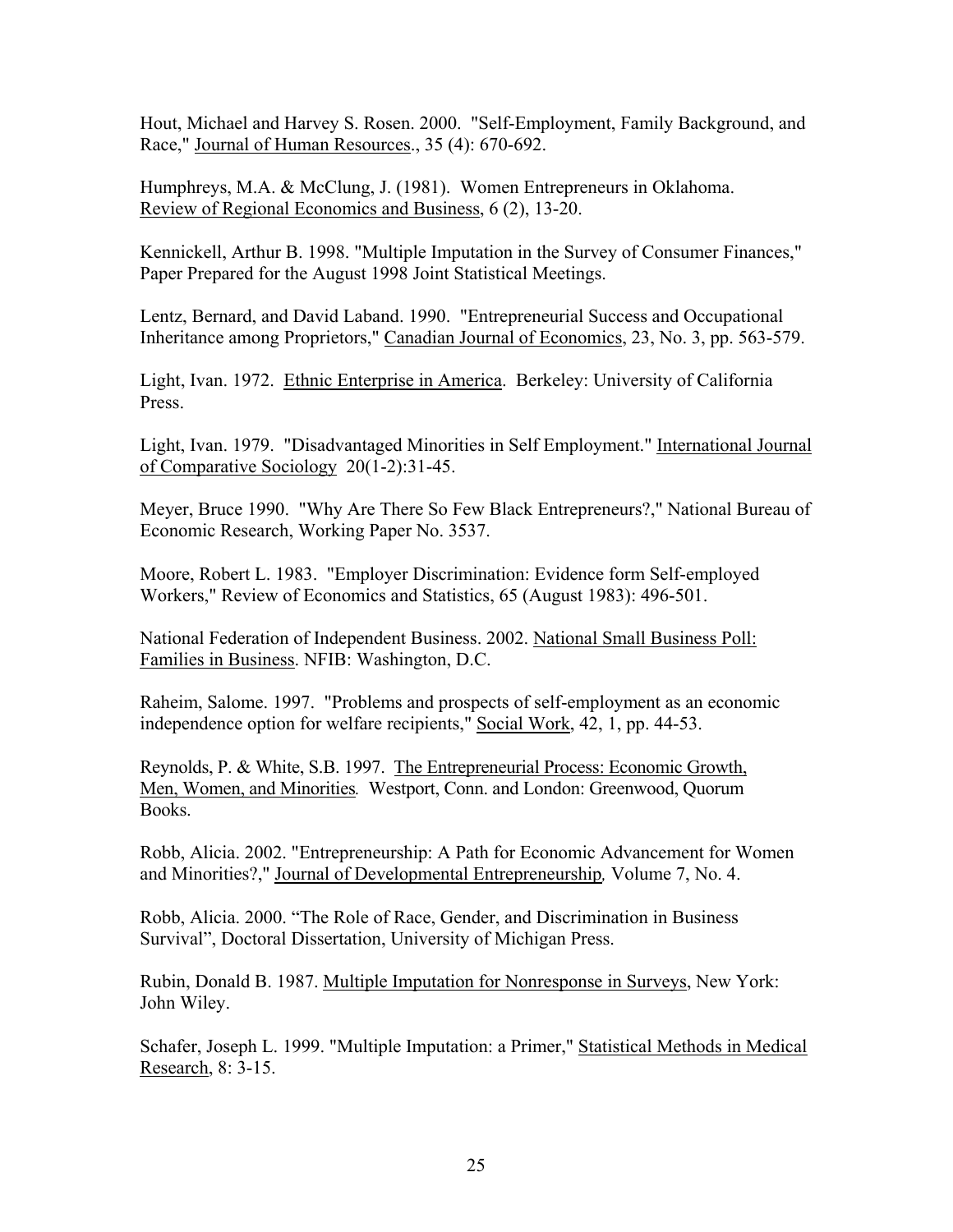Hout, Michael and Harvey S. Rosen. 2000. "Self-Employment, Family Background, and Race," Journal of Human Resources., 35 (4): 670-692.

Humphreys, M.A. & McClung, J. (1981). Women Entrepreneurs in Oklahoma. Review of Regional Economics and Business, 6 (2), 13-20.

Kennickell, Arthur B. 1998. "Multiple Imputation in the Survey of Consumer Finances," Paper Prepared for the August 1998 Joint Statistical Meetings.

Lentz, Bernard, and David Laband. 1990. "Entrepreneurial Success and Occupational Inheritance among Proprietors," Canadian Journal of Economics, 23, No. 3, pp. 563-579.

Light, Ivan. 1972. Ethnic Enterprise in America. Berkeley: University of California Press.

Light, Ivan. 1979. "Disadvantaged Minorities in Self Employment." International Journal of Comparative Sociology 20(1-2):31-45.

Meyer, Bruce 1990. "Why Are There So Few Black Entrepreneurs?," National Bureau of Economic Research, Working Paper No. 3537.

Moore, Robert L. 1983. "Employer Discrimination: Evidence form Self-employed Workers," Review of Economics and Statistics, 65 (August 1983): 496-501.

National Federation of Independent Business. 2002. National Small Business Poll: Families in Business. NFIB: Washington, D.C.

Raheim, Salome. 1997. "Problems and prospects of self-employment as an economic independence option for welfare recipients," Social Work, 42, 1, pp. 44-53.

Reynolds, P. & White, S.B. 1997. The Entrepreneurial Process: Economic Growth, Men, Women, and Minorities. Westport, Conn. and London: Greenwood, Quorum Books.

Robb, Alicia. 2002. "Entrepreneurship: A Path for Economic Advancement for Women and Minorities?," Journal of Developmental Entrepreneurship, Volume 7, No. 4.

Robb, Alicia. 2000. "The Role of Race, Gender, and Discrimination in Business Survival", Doctoral Dissertation, University of Michigan Press.

Rubin, Donald B. 1987. Multiple Imputation for Nonresponse in Surveys, New York: John Wiley.

Schafer, Joseph L. 1999. "Multiple Imputation: a Primer," Statistical Methods in Medical Research, 8: 3-15.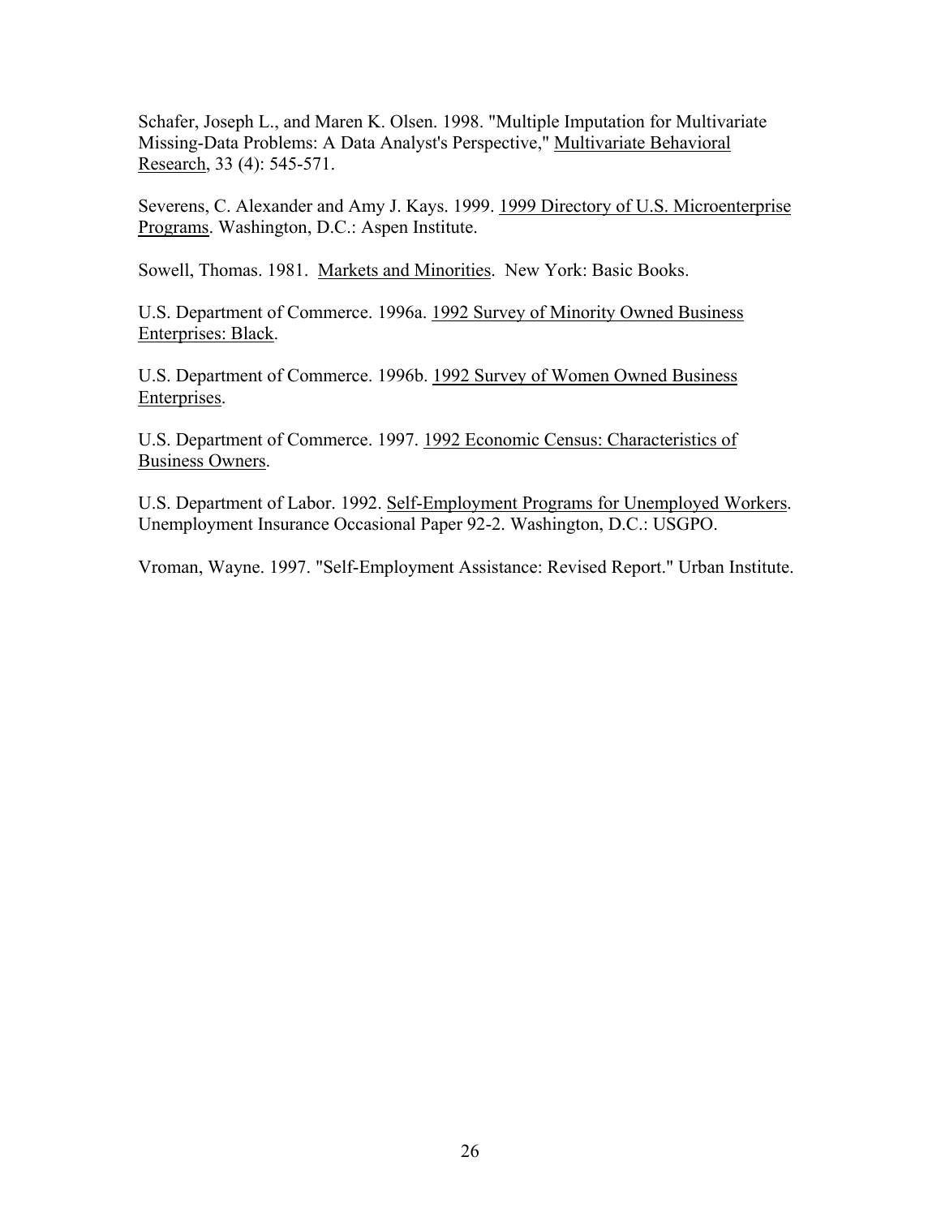Schafer, Joseph L., and Maren K. Olsen. 1998. "Multiple Imputation for Multivariate Missing-Data Problems: A Data Analyst's Perspective," Multivariate Behavioral Research, 33 (4): 545-571.

Severens, C. Alexander and Amy J. Kays. 1999. 1999 Directory of U.S. Microenterprise Programs. Washington, D.C.: Aspen Institute.

Sowell, Thomas. 1981. Markets and Minorities. New York: Basic Books.

U.S. Department of Commerce. 1996a. 1992 Survey of Minority Owned Business Enterprises: Black.

U.S. Department of Commerce. 1996b. 1992 Survey of Women Owned Business Enterprises.

U.S. Department of Commerce. 1997. 1992 Economic Census: Characteristics of Business Owners.

U.S. Department of Labor. 1992. Self-Employment Programs for Unemployed Workers. Unemployment Insurance Occasional Paper 92-2. Washington, D.C.: USGPO.

Vroman, Wayne. 1997. "Self-Employment Assistance: Revised Report." Urban Institute.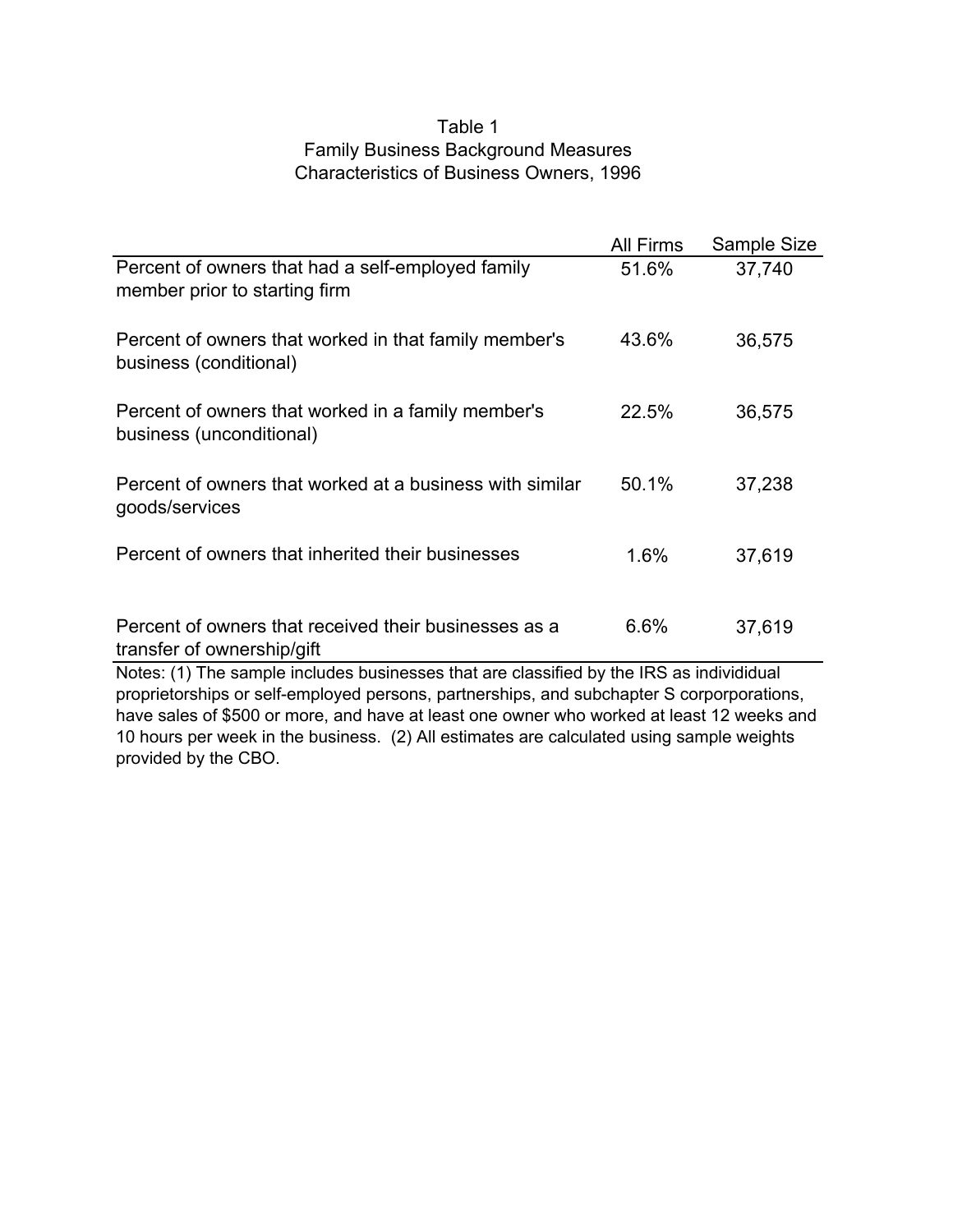Table 1
Family Business Background Measures
Characteristics of Business Owners, 1996

| | All Firms | Sample Size |
|---|---|---|
| Percent of owners that had a self-employed family member prior to starting firm | 51.6% | 37,740 |
| Percent of owners that worked in that family member's business (conditional) | 43.6% | 36,575 |
| Percent of owners that worked in a family member's business (unconditional) | 22.5% | 36,575 |
| Percent of owners that worked at a business with similar goods/services | 50.1% | 37,238 |
| Percent of owners that inherited their businesses | 1.6% | 37,619 |
| Percent of owners that received their businesses as a transfer of ownership/gift | 6.6% | 37,619 |

Notes: (1) The sample includes businesses that are classified by the IRS as individidual proprietorships or self-employed persons, partnerships, and subchapter S corporporations, have sales of $500 or more, and have at least one owner who worked at least 12 weeks and 10 hours per week in the business. (2) All estimates are calculated using sample weights provided by the CBO.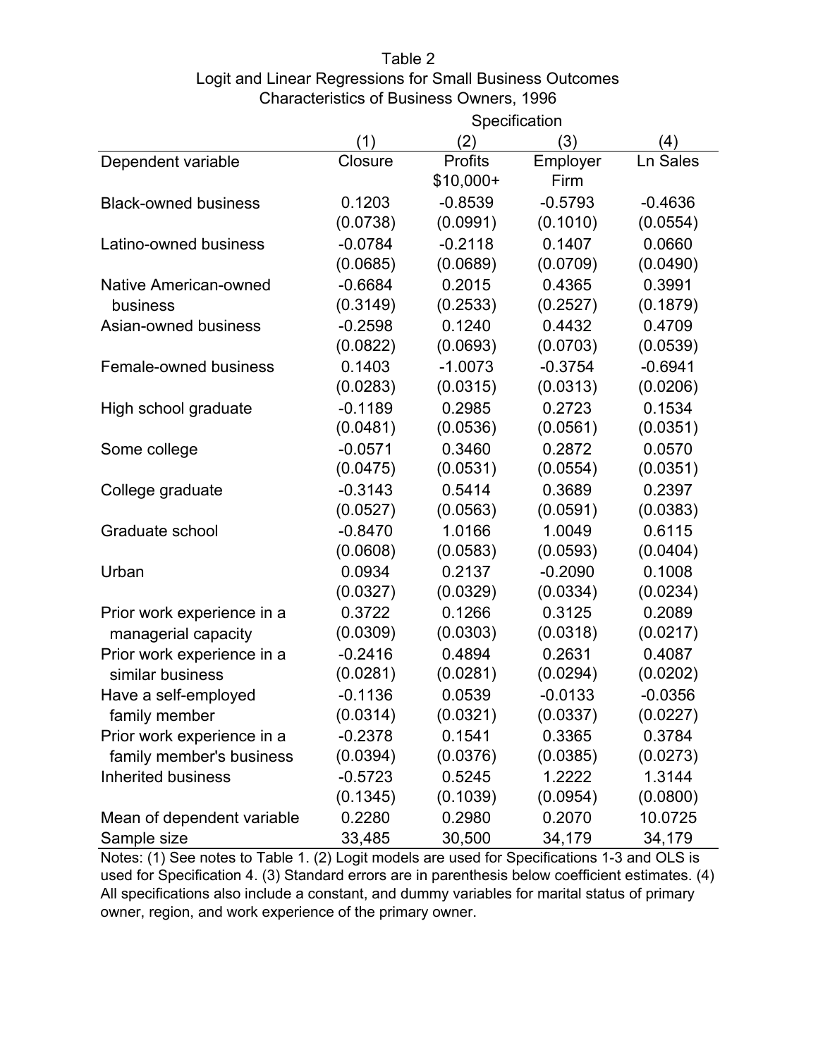Table 2

Logit and Linear Regressions for Small Business Outcomes

Characteristics of Business Owners, 1996

| | Specification | | | |
|---|---|---|---|---|
| | (1) | (2) | (3) | (4) |
| Dependent variable | Closure | Profits $10,000+ | Employer Firm | Ln Sales |
| Black-owned business | 0.1203 | -0.8539 | -0.5793 | -0.4636 |
| | (0.0738) | (0.0991) | (0.1010) | (0.0554) |
| Latino-owned business | -0.0784 | -0.2118 | 0.1407 | 0.0660 |
| | (0.0685) | (0.0689) | (0.0709) | (0.0490) |
| Native American-owned business | -0.6684 | 0.2015 | 0.4365 | 0.3991 |
| | (0.3149) | (0.2533) | (0.2527) | (0.1879) |
| Asian-owned business | -0.2598 | 0.1240 | 0.4432 | 0.4709 |
| | (0.0822) | (0.0693) | (0.0703) | (0.0539) |
| Female-owned business | 0.1403 | -1.0073 | -0.3754 | -0.6941 |
| | (0.0283) | (0.0315) | (0.0313) | (0.0206) |
| High school graduate | -0.1189 | 0.2985 | 0.2723 | 0.1534 |
| | (0.0481) | (0.0536) | (0.0561) | (0.0351) |
| Some college | -0.0571 | 0.3460 | 0.2872 | 0.0570 |
| | (0.0475) | (0.0531) | (0.0554) | (0.0351) |
| College graduate | -0.3143 | 0.5414 | 0.3689 | 0.2397 |
| | (0.0527) | (0.0563) | (0.0591) | (0.0383) |
| Graduate school | -0.8470 | 1.0166 | 1.0049 | 0.6115 |
| | (0.0608) | (0.0583) | (0.0593) | (0.0404) |
| Urban | 0.0934 | 0.2137 | -0.2090 | 0.1008 |
| | (0.0327) | (0.0329) | (0.0334) | (0.0234) |
| Prior work experience in a managerial capacity | 0.3722 | 0.1266 | 0.3125 | 0.2089 |
| | (0.0309) | (0.0303) | (0.0318) | (0.0217) |
| Prior work experience in a similar business | -0.2416 | 0.4894 | 0.2631 | 0.4087 |
| | (0.0281) | (0.0281) | (0.0294) | (0.0202) |
| Have a self-employed family member | -0.1136 | 0.0539 | -0.0133 | -0.0356 |
| | (0.0314) | (0.0321) | (0.0337) | (0.0227) |
| Prior work experience in a family member's business | -0.2378 | 0.1541 | 0.3365 | 0.3784 |
| | (0.0394) | (0.0376) | (0.0385) | (0.0273) |
| Inherited business | -0.5723 | 0.5245 | 1.2222 | 1.3144 |
| | (0.1345) | (0.1039) | (0.0954) | (0.0800) |
| Mean of dependent variable | 0.2280 | 0.2980 | 0.2070 | 10.0725 |
| Sample size | 33,485 | 30,500 | 34,179 | 34,179 |

Notes: (1) See notes to Table 1. (2) Logit models are used for Specifications 1-3 and OLS is used for Specification 4. (3) Standard errors are in parenthesis below coefficient estimates. (4) All specifications also include a constant, and dummy variables for marital status of primary owner, region, and work experience of the primary owner.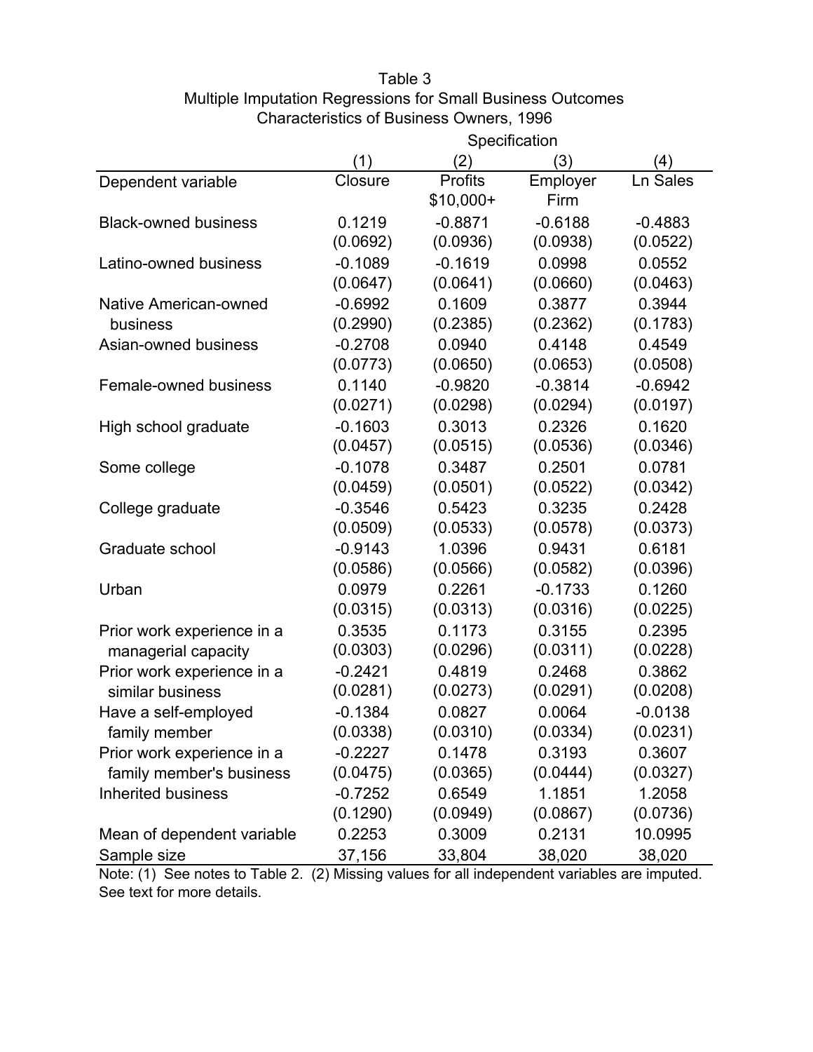Table 3

Multiple Imputation Regressions for Small Business Outcomes

Characteristics of Business Owners, 1996

| | Specification | | | |
|---|---|---|---|---|
| | (1) | (2) | (3) | (4) |
| Dependent variable | Closure | Profits $10,000+ | Employer Firm | Ln Sales |
| Black-owned business | 0.1219 | -0.8871 | -0.6188 | -0.4883 |
| | (0.0692) | (0.0936) | (0.0938) | (0.0522) |
| Latino-owned business | -0.1089 | -0.1619 | 0.0998 | 0.0552 |
| | (0.0647) | (0.0641) | (0.0660) | (0.0463) |
| Native American-owned business | -0.6992 | 0.1609 | 0.3877 | 0.3944 |
| | (0.2990) | (0.2385) | (0.2362) | (0.1783) |
| Asian-owned business | -0.2708 | 0.0940 | 0.4148 | 0.4549 |
| | (0.0773) | (0.0650) | (0.0653) | (0.0508) |
| Female-owned business | 0.1140 | -0.9820 | -0.3814 | -0.6942 |
| | (0.0271) | (0.0298) | (0.0294) | (0.0197) |
| High school graduate | -0.1603 | 0.3013 | 0.2326 | 0.1620 |
| | (0.0457) | (0.0515) | (0.0536) | (0.0346) |
| Some college | -0.1078 | 0.3487 | 0.2501 | 0.0781 |
| | (0.0459) | (0.0501) | (0.0522) | (0.0342) |
| College graduate | -0.3546 | 0.5423 | 0.3235 | 0.2428 |
| | (0.0509) | (0.0533) | (0.0578) | (0.0373) |
| Graduate school | -0.9143 | 1.0396 | 0.9431 | 0.6181 |
| | (0.0586) | (0.0566) | (0.0582) | (0.0396) |
| Urban | 0.0979 | 0.2261 | -0.1733 | 0.1260 |
| | (0.0315) | (0.0313) | (0.0316) | (0.0225) |
| Prior work experience in a managerial capacity | 0.3535 | 0.1173 | 0.3155 | 0.2395 |
| | (0.0303) | (0.0296) | (0.0311) | (0.0228) |
| Prior work experience in a similar business | -0.2421 | 0.4819 | 0.2468 | 0.3862 |
| | (0.0281) | (0.0273) | (0.0291) | (0.0208) |
| Have a self-employed family member | -0.1384 | 0.0827 | 0.0064 | -0.0138 |
| | (0.0338) | (0.0310) | (0.0334) | (0.0231) |
| Prior work experience in a family member's business | -0.2227 | 0.1478 | 0.3193 | 0.3607 |
| | (0.0475) | (0.0365) | (0.0444) | (0.0327) |
| Inherited business | -0.7252 | 0.6549 | 1.1851 | 1.2058 |
| | (0.1290) | (0.0949) | (0.0867) | (0.0736) |
| Mean of dependent variable | 0.2253 | 0.3009 | 0.2131 | 10.0995 |
| Sample size | 37,156 | 33,804 | 38,020 | 38,020 |

Note: (1) See notes to Table 2. (2) Missing values for all independent variables are imputed. See text for more details.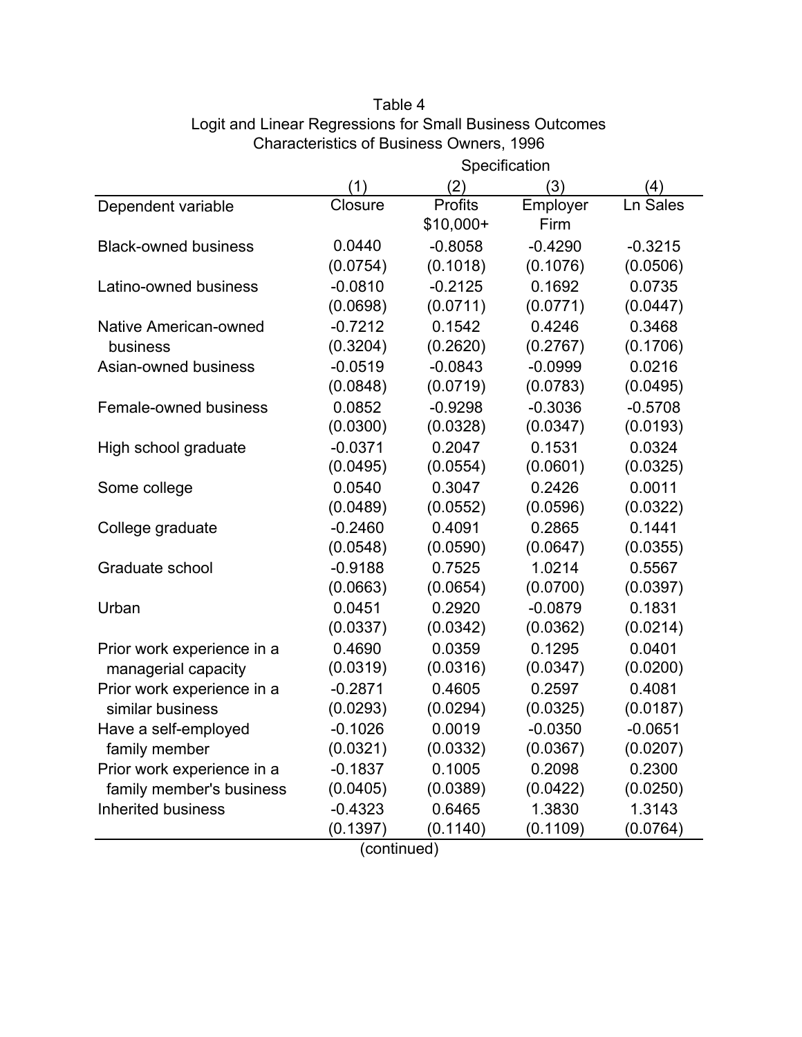Table 4
Logit and Linear Regressions for Small Business Outcomes
Characteristics of Business Owners, 1996

| | Specification | | | |
|---|---|---|---|---|
| | (1) | (2) | (3) | (4) |
| Dependent variable | Closure | Profits $10,000+ | Employer Firm | Ln Sales |
| Black-owned business | 0.0440 | -0.8058 | -0.4290 | -0.3215 |
| | (0.0754) | (0.1018) | (0.1076) | (0.0506) |
| Latino-owned business | -0.0810 | -0.2125 | 0.1692 | 0.0735 |
| | (0.0698) | (0.0711) | (0.0771) | (0.0447) |
| Native American-owned business | -0.7212 | 0.1542 | 0.4246 | 0.3468 |
| | (0.3204) | (0.2620) | (0.2767) | (0.1706) |
| Asian-owned business | -0.0519 | -0.0843 | -0.0999 | 0.0216 |
| | (0.0848) | (0.0719) | (0.0783) | (0.0495) |
| Female-owned business | 0.0852 | -0.9298 | -0.3036 | -0.5708 |
| | (0.0300) | (0.0328) | (0.0347) | (0.0193) |
| High school graduate | -0.0371 | 0.2047 | 0.1531 | 0.0324 |
| | (0.0495) | (0.0554) | (0.0601) | (0.0325) |
| Some college | 0.0540 | 0.3047 | 0.2426 | 0.0011 |
| | (0.0489) | (0.0552) | (0.0596) | (0.0322) |
| College graduate | -0.2460 | 0.4091 | 0.2865 | 0.1441 |
| | (0.0548) | (0.0590) | (0.0647) | (0.0355) |
| Graduate school | -0.9188 | 0.7525 | 1.0214 | 0.5567 |
| | (0.0663) | (0.0654) | (0.0700) | (0.0397) |
| Urban | 0.0451 | 0.2920 | -0.0879 | 0.1831 |
| | (0.0337) | (0.0342) | (0.0362) | (0.0214) |
| Prior work experience in a managerial capacity | 0.4690 | 0.0359 | 0.1295 | 0.0401 |
| | (0.0319) | (0.0316) | (0.0347) | (0.0200) |
| Prior work experience in a similar business | -0.2871 | 0.4605 | 0.2597 | 0.4081 |
| | (0.0293) | (0.0294) | (0.0325) | (0.0187) |
| Have a self-employed family member | -0.1026 | 0.0019 | -0.0350 | -0.0651 |
| | (0.0321) | (0.0332) | (0.0367) | (0.0207) |
| Prior work experience in a family member's business | -0.1837 | 0.1005 | 0.2098 | 0.2300 |
| | (0.0405) | (0.0389) | (0.0422) | (0.0250) |
| Inherited business | -0.4323 | 0.6465 | 1.3830 | 1.3143 |
| | (0.1397) | (0.1140) | (0.1109) | (0.0764) |

(continued)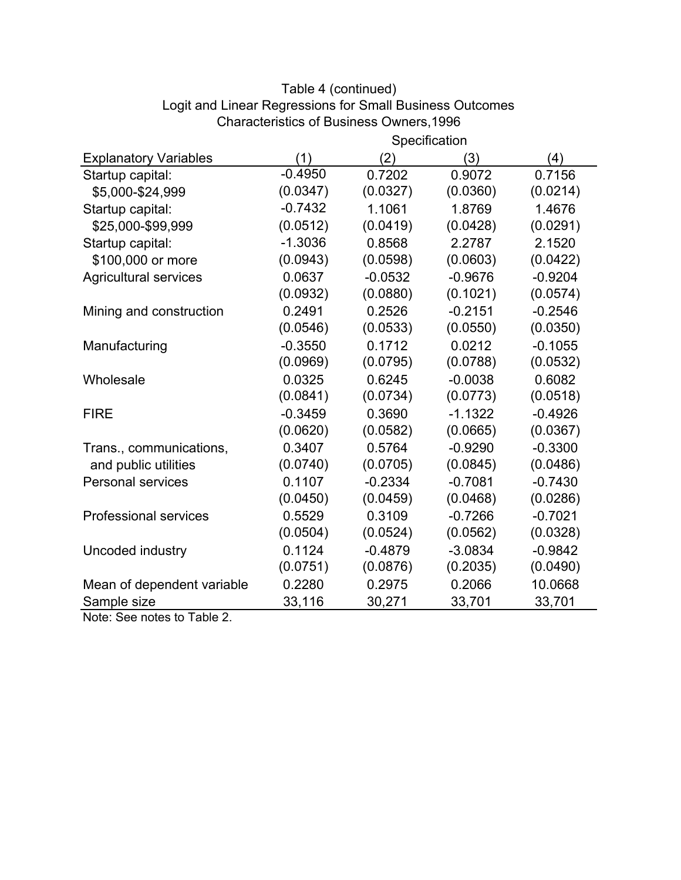Table 4 (continued)
Logit and Linear Regressions for Small Business Outcomes
Characteristics of Business Owners,1996

| Explanatory Variables | (1) | (2) | (3) | (4) |
|---|---|---|---|---|
| | Specification | | | |
| Startup capital: | -0.4950 | 0.7202 | 0.9072 | 0.7156 |
| $5,000-$24,999 | (0.0347) | (0.0327) | (0.0360) | (0.0214) |
| Startup capital: | -0.7432 | 1.1061 | 1.8769 | 1.4676 |
| $25,000-$99,999 | (0.0512) | (0.0419) | (0.0428) | (0.0291) |
| Startup capital: | -1.3036 | 0.8568 | 2.2787 | 2.1520 |
| $100,000 or more | (0.0943) | (0.0598) | (0.0603) | (0.0422) |
| Agricultural services | 0.0637 | -0.0532 | -0.9676 | -0.9204 |
| | (0.0932) | (0.0880) | (0.1021) | (0.0574) |
| Mining and construction | 0.2491 | 0.2526 | -0.2151 | -0.2546 |
| | (0.0546) | (0.0533) | (0.0550) | (0.0350) |
| Manufacturing | -0.3550 | 0.1712 | 0.0212 | -0.1055 |
| | (0.0969) | (0.0795) | (0.0788) | (0.0532) |
| Wholesale | 0.0325 | 0.6245 | -0.0038 | 0.6082 |
| | (0.0841) | (0.0734) | (0.0773) | (0.0518) |
| FIRE | -0.3459 | 0.3690 | -1.1322 | -0.4926 |
| | (0.0620) | (0.0582) | (0.0665) | (0.0367) |
| Trans., communications, | 0.3407 | 0.5764 | -0.9290 | -0.3300 |
| and public utilities | (0.0740) | (0.0705) | (0.0845) | (0.0486) |
| Personal services | 0.1107 | -0.2334 | -0.7081 | -0.7430 |
| | (0.0450) | (0.0459) | (0.0468) | (0.0286) |
| Professional services | 0.5529 | 0.3109 | -0.7266 | -0.7021 |
| | (0.0504) | (0.0524) | (0.0562) | (0.0328) |
| Uncoded industry | 0.1124 | -0.4879 | -3.0834 | -0.9842 |
| | (0.0751) | (0.0876) | (0.2035) | (0.0490) |
| Mean of dependent variable | 0.2280 | 0.2975 | 0.2066 | 10.0668 |
| Sample size | 33,116 | 30,271 | 33,701 | 33,701 |

Note: See notes to Table 2.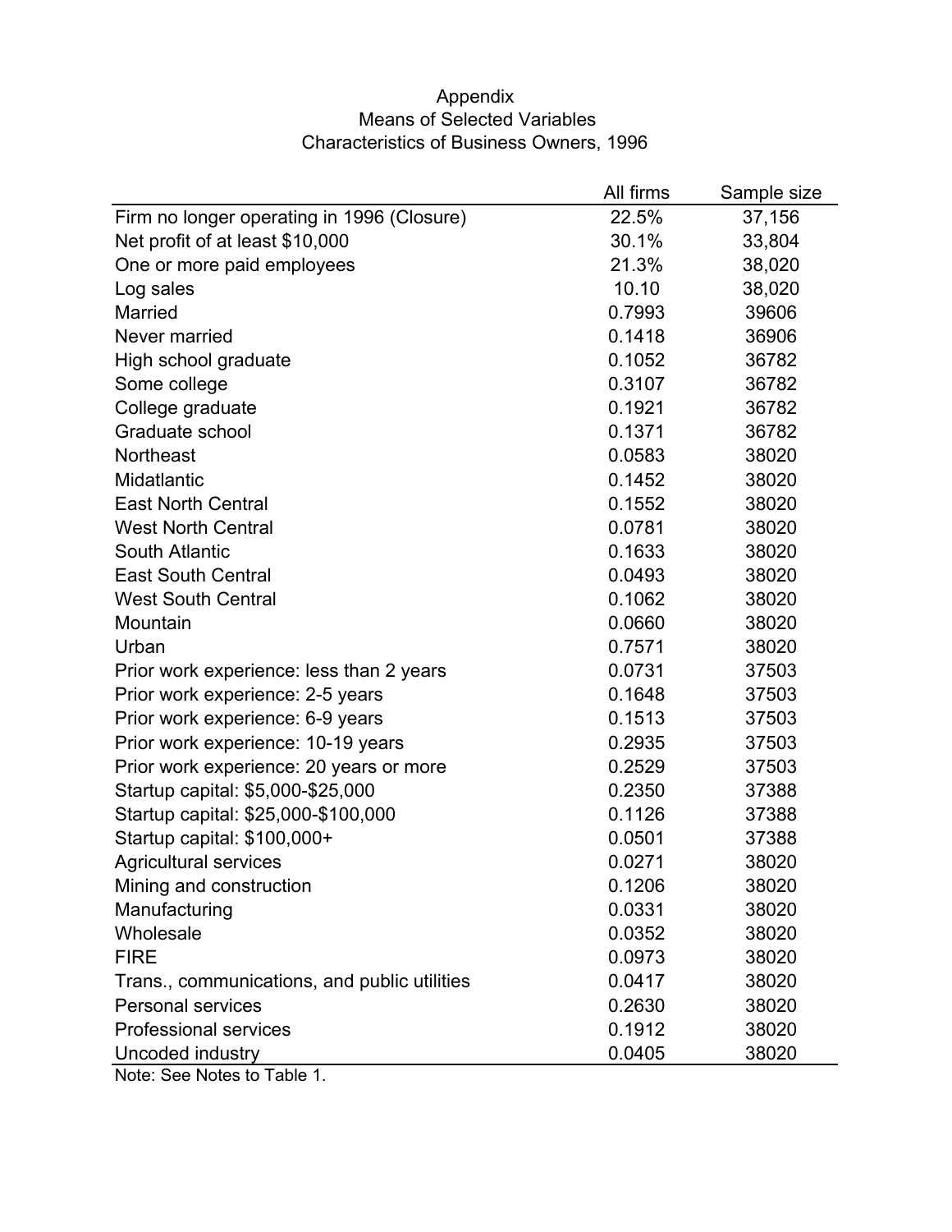Appendix
Means of Selected Variables
Characteristics of Business Owners, 1996

| | All firms | Sample size |
|---|---|---|
| Firm no longer operating in 1996 (Closure) | 22.5% | 37,156 |
| Net profit of at least $10,000 | 30.1% | 33,804 |
| One or more paid employees | 21.3% | 38,020 |
| Log sales | 10.10 | 38,020 |
| Married | 0.7993 | 39606 |
| Never married | 0.1418 | 36906 |
| High school graduate | 0.1052 | 36782 |
| Some college | 0.3107 | 36782 |
| College graduate | 0.1921 | 36782 |
| Graduate school | 0.1371 | 36782 |
| Northeast | 0.0583 | 38020 |
| Midatlantic | 0.1452 | 38020 |
| East North Central | 0.1552 | 38020 |
| West North Central | 0.0781 | 38020 |
| South Atlantic | 0.1633 | 38020 |
| East South Central | 0.0493 | 38020 |
| West South Central | 0.1062 | 38020 |
| Mountain | 0.0660 | 38020 |
| Urban | 0.7571 | 38020 |
| Prior work experience: less than 2 years | 0.0731 | 37503 |
| Prior work experience: 2-5 years | 0.1648 | 37503 |
| Prior work experience: 6-9 years | 0.1513 | 37503 |
| Prior work experience: 10-19 years | 0.2935 | 37503 |
| Prior work experience: 20 years or more | 0.2529 | 37503 |
| Startup capital: $5,000-$25,000 | 0.2350 | 37388 |
| Startup capital: $25,000-$100,000 | 0.1126 | 37388 |
| Startup capital: $100,000+ | 0.0501 | 37388 |
| Agricultural services | 0.0271 | 38020 |
| Mining and construction | 0.1206 | 38020 |
| Manufacturing | 0.0331 | 38020 |
| Wholesale | 0.0352 | 38020 |
| FIRE | 0.0973 | 38020 |
| Trans., communications, and public utilities | 0.0417 | 38020 |
| Personal services | 0.2630 | 38020 |
| Professional services | 0.1912 | 38020 |
| Uncoded industry | 0.0405 | 38020 |

Note: See Notes to Table 1.